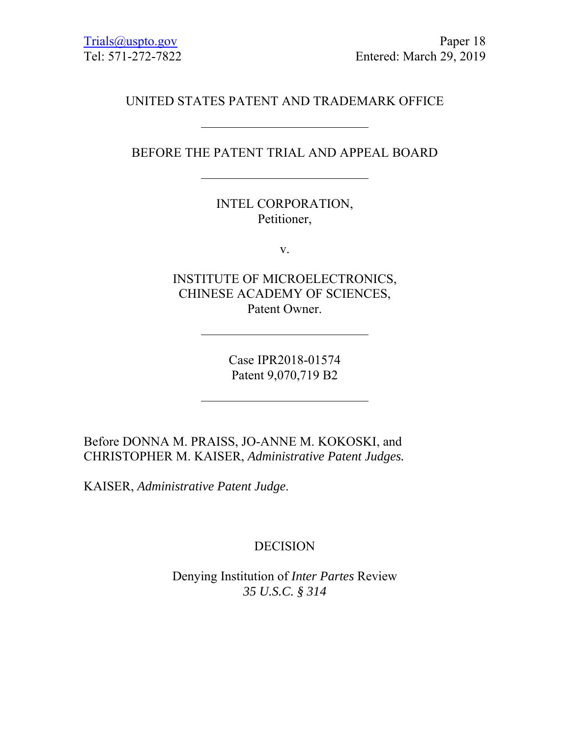Trials@uspto.gov
Tel: 571-272-7822

Paper 18
Entered: March 29, 2019

UNITED STATES PATENT AND TRADEMARK OFFICE

---

BEFORE THE PATENT TRIAL AND APPEAL BOARD

---

INTEL CORPORATION,
Petitioner,

v.

INSTITUTE OF MICROELECTRONICS,
CHINESE ACADEMY OF SCIENCES,
Patent Owner.

---

Case IPR2018-01574
Patent 9,070,719 B2

---

Before DONNA M. PRAISS, JO-ANNE M. KOKOSKI, and CHRISTOPHER M. KAISER, *Administrative Patent Judges.*

KAISER, *Administrative Patent Judge*.

DECISION

Denying Institution of *Inter Partes* Review
*35 U.S.C. § 314*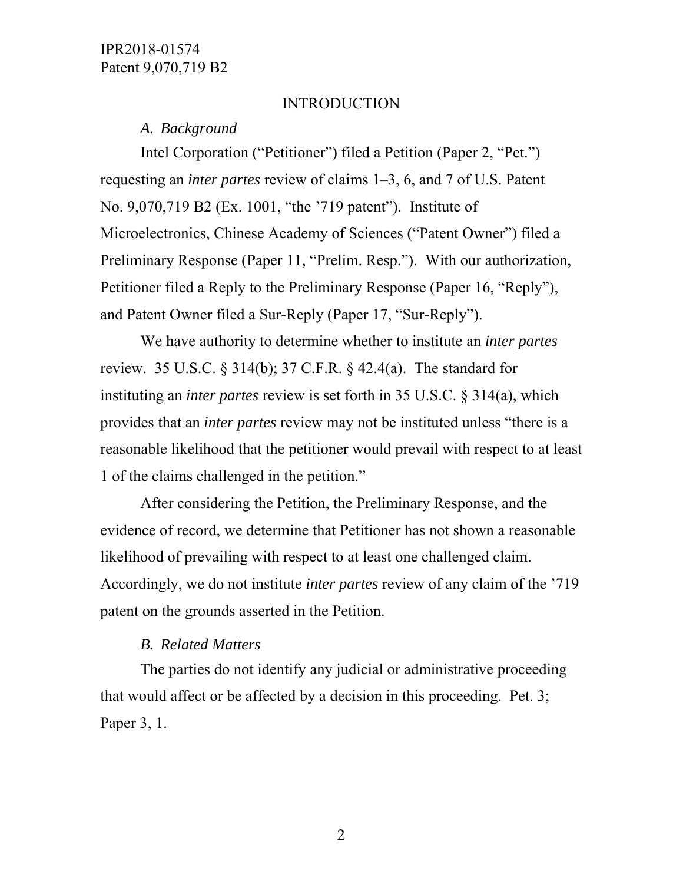## INTRODUCTION

### *A. Background*

Intel Corporation ("Petitioner") filed a Petition (Paper 2, "Pet.") requesting an *inter partes* review of claims 1–3, 6, and 7 of U.S. Patent No. 9,070,719 B2 (Ex. 1001, "the '719 patent"). Institute of Microelectronics, Chinese Academy of Sciences ("Patent Owner") filed a Preliminary Response (Paper 11, "Prelim. Resp."). With our authorization, Petitioner filed a Reply to the Preliminary Response (Paper 16, "Reply"), and Patent Owner filed a Sur-Reply (Paper 17, "Sur-Reply").

We have authority to determine whether to institute an *inter partes* review. 35 U.S.C. § 314(b); 37 C.F.R. § 42.4(a). The standard for instituting an *inter partes* review is set forth in 35 U.S.C. § 314(a), which provides that an *inter partes* review may not be instituted unless "there is a reasonable likelihood that the petitioner would prevail with respect to at least 1 of the claims challenged in the petition."

After considering the Petition, the Preliminary Response, and the evidence of record, we determine that Petitioner has not shown a reasonable likelihood of prevailing with respect to at least one challenged claim. Accordingly, we do not institute *inter partes* review of any claim of the '719 patent on the grounds asserted in the Petition.

### *B. Related Matters*

The parties do not identify any judicial or administrative proceeding that would affect or be affected by a decision in this proceeding. Pet. 3; Paper 3, 1.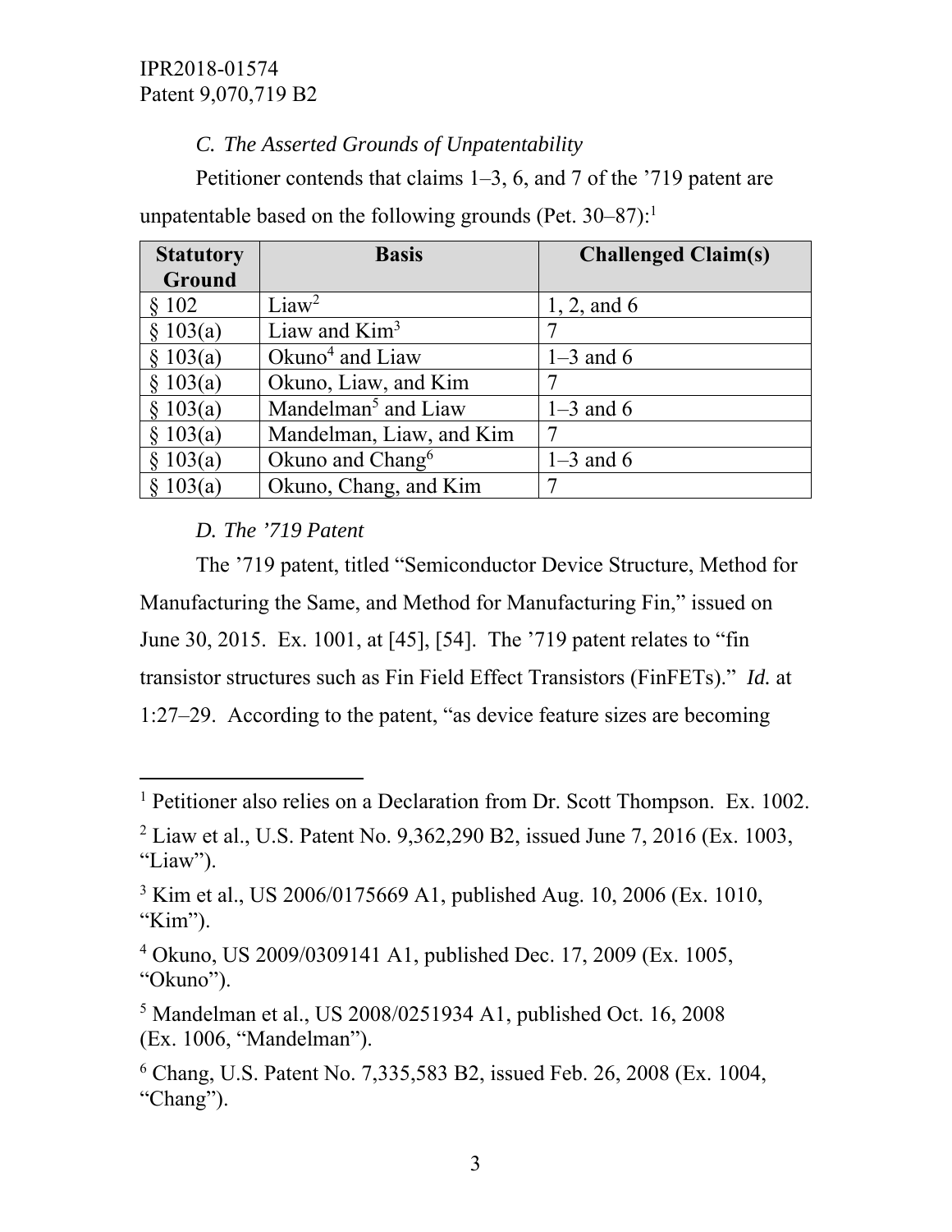### *C. The Asserted Grounds of Unpatentability*

Petitioner contends that claims 1–3, 6, and 7 of the '719 patent are unpatentable based on the following grounds (Pet. 30–87):[1]

| Statutory Ground | Basis | Challenged Claim(s) |
|---|---|---|
| § 102 | Liaw[2] | 1, 2, and 6 |
| § 103(a) | Liaw and Kim[3] | 7 |
| § 103(a) | Okuno[4] and Liaw | 1–3 and 6 |
| § 103(a) | Okuno, Liaw, and Kim | 7 |
| § 103(a) | Mandelman[5] and Liaw | 1–3 and 6 |
| § 103(a) | Mandelman, Liaw, and Kim | 7 |
| § 103(a) | Okuno and Chang[6] | 1–3 and 6 |
| § 103(a) | Okuno, Chang, and Kim | 7 |

### *D. The '719 Patent*

The '719 patent, titled "Semiconductor Device Structure, Method for Manufacturing the Same, and Method for Manufacturing Fin," issued on June 30, 2015. Ex. 1001, at [45], [54]. The '719 patent relates to "fin transistor structures such as Fin Field Effect Transistors (FinFETs)." *Id.* at 1:27–29. According to the patent, "as device feature sizes are becoming

---

[1] Petitioner also relies on a Declaration from Dr. Scott Thompson. Ex. 1002.

[2] Liaw et al., U.S. Patent No. 9,362,290 B2, issued June 7, 2016 (Ex. 1003, "Liaw").

[3] Kim et al., US 2006/0175669 A1, published Aug. 10, 2006 (Ex. 1010, "Kim").

[4] Okuno, US 2009/0309141 A1, published Dec. 17, 2009 (Ex. 1005, "Okuno").

[5] Mandelman et al., US 2008/0251934 A1, published Oct. 16, 2008 (Ex. 1006, "Mandelman").

[6] Chang, U.S. Patent No. 7,335,583 B2, issued Feb. 26, 2008 (Ex. 1004, "Chang").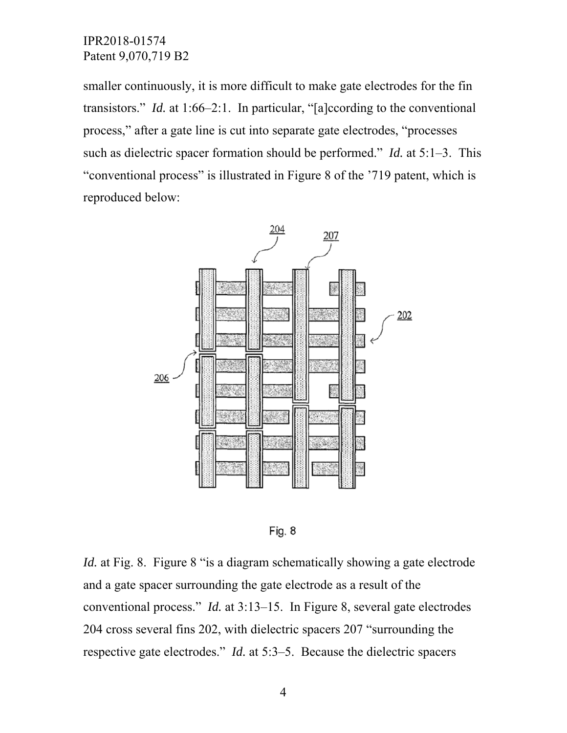smaller continuously, it is more difficult to make gate electrodes for the fin transistors." *Id.* at 1:66–2:1. In particular, "[a]ccording to the conventional process," after a gate line is cut into separate gate electrodes, "processes such as dielectric spacer formation should be performed." *Id.* at 5:1–3. This "conventional process" is illustrated in Figure 8 of the '719 patent, which is reproduced below:

Fig. 8

*Id.* at Fig. 8. Figure 8 "is a diagram schematically showing a gate electrode and a gate spacer surrounding the gate electrode as a result of the conventional process." *Id.* at 3:13–15. In Figure 8, several gate electrodes 204 cross several fins 202, with dielectric spacers 207 "surrounding the respective gate electrodes." *Id.* at 5:3–5. Because the dielectric spacers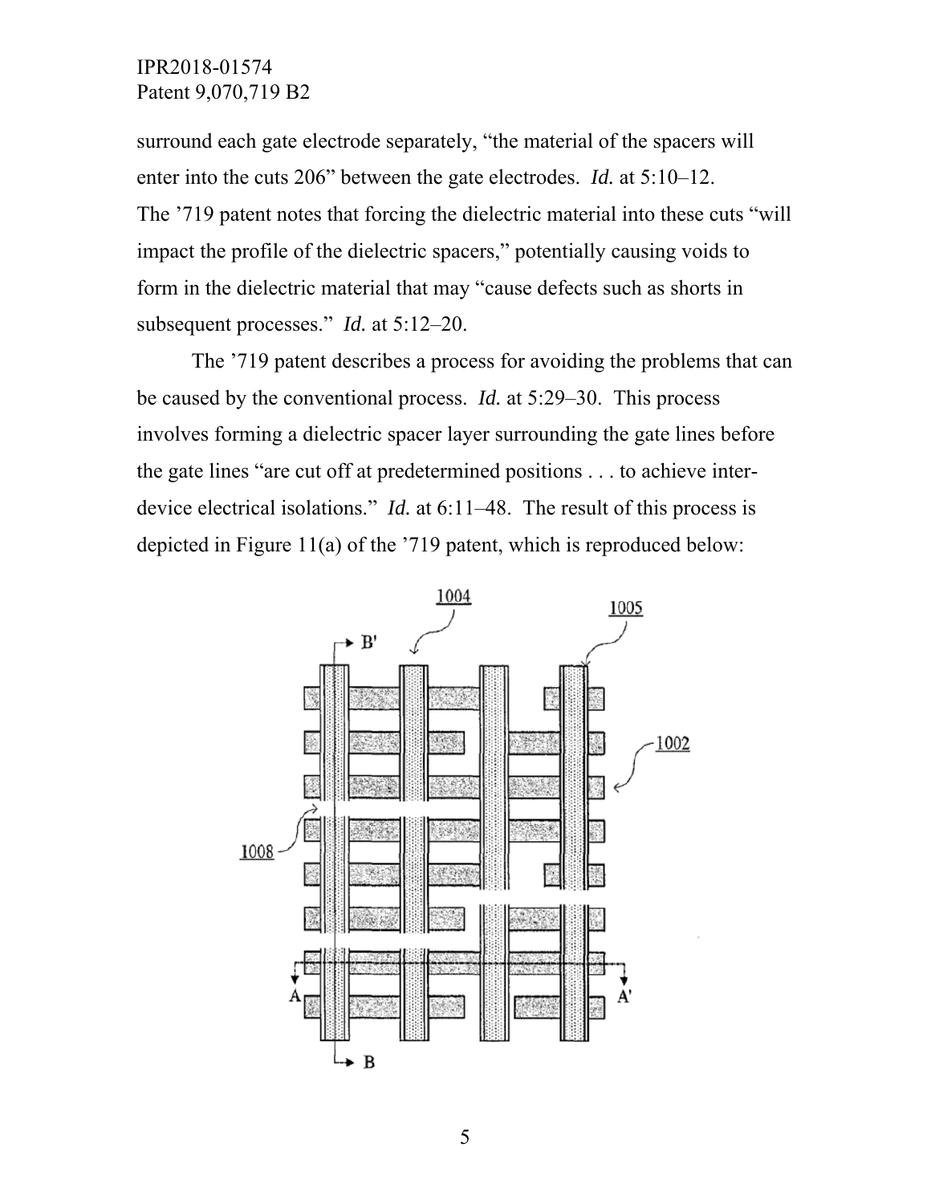surround each gate electrode separately, "the material of the spacers will enter into the cuts 206" between the gate electrodes. *Id.* at 5:10–12. The '719 patent notes that forcing the dielectric material into these cuts "will impact the profile of the dielectric spacers," potentially causing voids to form in the dielectric material that may "cause defects such as shorts in subsequent processes." *Id.* at 5:12–20.

The '719 patent describes a process for avoiding the problems that can be caused by the conventional process. *Id.* at 5:29–30. This process involves forming a dielectric spacer layer surrounding the gate lines before the gate lines "are cut off at predetermined positions . . . to achieve inter-device electrical isolations." *Id.* at 6:11–48. The result of this process is depicted in Figure 11(a) of the '719 patent, which is reproduced below: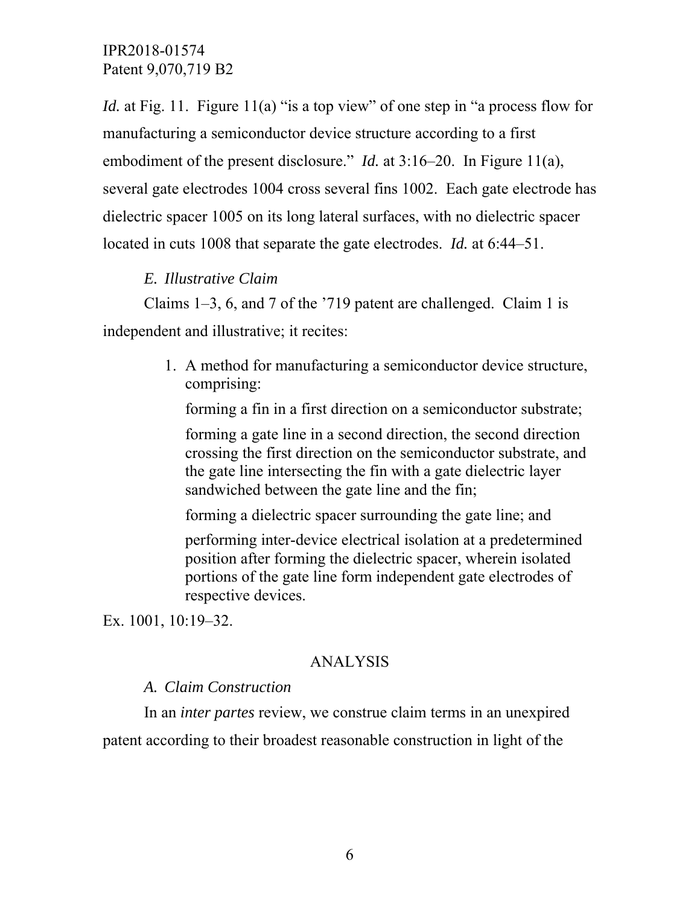*Id.* at Fig. 11. Figure 11(a) "is a top view" of one step in "a process flow for manufacturing a semiconductor device structure according to a first embodiment of the present disclosure." *Id.* at 3:16–20. In Figure 11(a), several gate electrodes 1004 cross several fins 1002. Each gate electrode has dielectric spacer 1005 on its long lateral surfaces, with no dielectric spacer located in cuts 1008 that separate the gate electrodes. *Id.* at 6:44–51.

### *E. Illustrative Claim*

Claims 1–3, 6, and 7 of the '719 patent are challenged. Claim 1 is independent and illustrative; it recites:

> 1. A method for manufacturing a semiconductor device structure, comprising:
>
> forming a fin in a first direction on a semiconductor substrate;
>
> forming a gate line in a second direction, the second direction crossing the first direction on the semiconductor substrate, and the gate line intersecting the fin with a gate dielectric layer sandwiched between the gate line and the fin;
>
> forming a dielectric spacer surrounding the gate line; and
>
> performing inter-device electrical isolation at a predetermined position after forming the dielectric spacer, wherein isolated portions of the gate line form independent gate electrodes of respective devices.

Ex. 1001, 10:19–32.

## ANALYSIS

### *A. Claim Construction*

In an *inter partes* review, we construe claim terms in an unexpired patent according to their broadest reasonable construction in light of the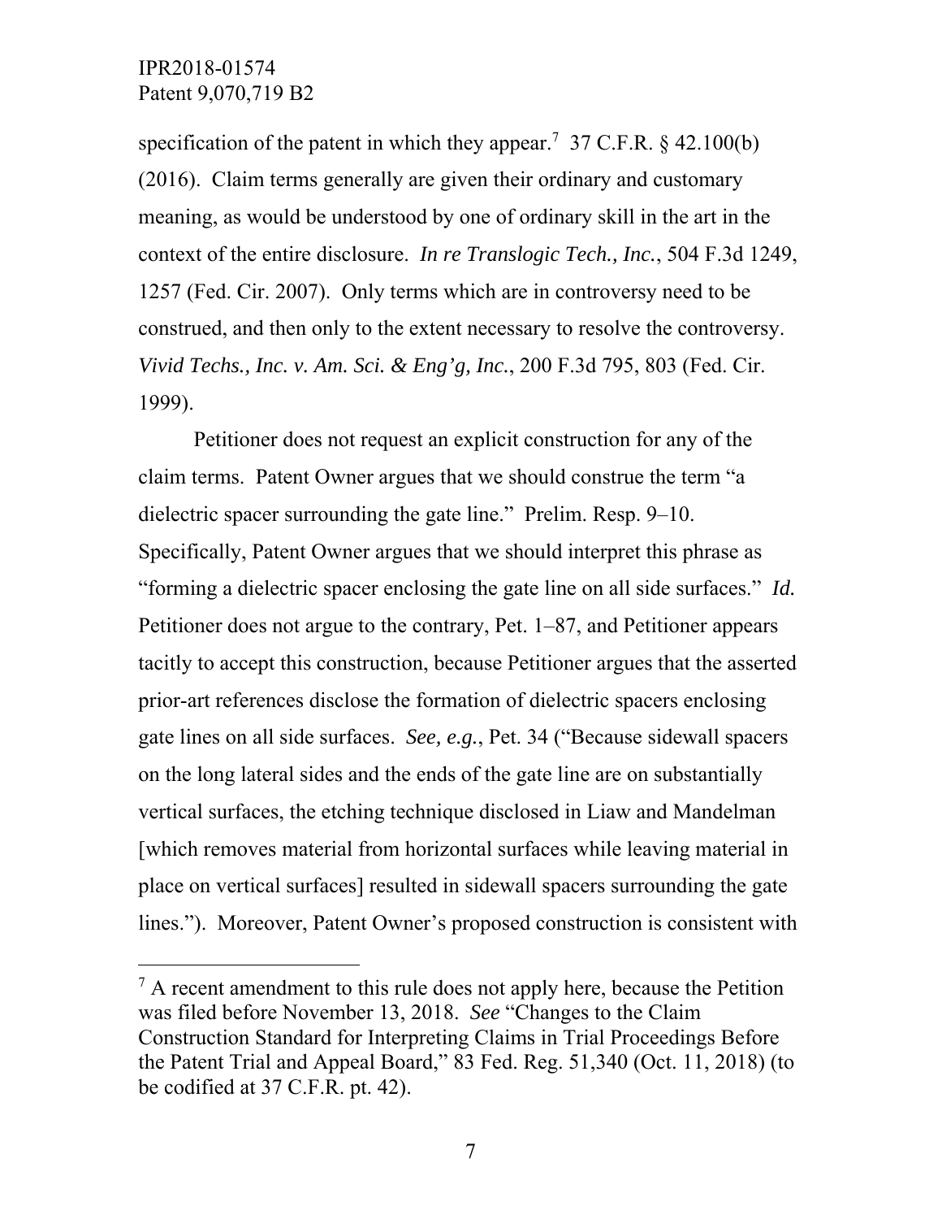specification of the patent in which they appear.[7] 37 C.F.R. § 42.100(b) (2016). Claim terms generally are given their ordinary and customary meaning, as would be understood by one of ordinary skill in the art in the context of the entire disclosure. *In re Translogic Tech., Inc.*, 504 F.3d 1249, 1257 (Fed. Cir. 2007). Only terms which are in controversy need to be construed, and then only to the extent necessary to resolve the controversy. *Vivid Techs., Inc. v. Am. Sci. & Eng'g, Inc.*, 200 F.3d 795, 803 (Fed. Cir. 1999).

Petitioner does not request an explicit construction for any of the claim terms. Patent Owner argues that we should construe the term "a dielectric spacer surrounding the gate line." Prelim. Resp. 9–10. Specifically, Patent Owner argues that we should interpret this phrase as "forming a dielectric spacer enclosing the gate line on all side surfaces." *Id.* Petitioner does not argue to the contrary, Pet. 1–87, and Petitioner appears tacitly to accept this construction, because Petitioner argues that the asserted prior-art references disclose the formation of dielectric spacers enclosing gate lines on all side surfaces. *See, e.g.*, Pet. 34 ("Because sidewall spacers on the long lateral sides and the ends of the gate line are on substantially vertical surfaces, the etching technique disclosed in Liaw and Mandelman [which removes material from horizontal surfaces while leaving material in place on vertical surfaces] resulted in sidewall spacers surrounding the gate lines."). Moreover, Patent Owner's proposed construction is consistent with

---

[7] A recent amendment to this rule does not apply here, because the Petition was filed before November 13, 2018. *See* "Changes to the Claim Construction Standard for Interpreting Claims in Trial Proceedings Before the Patent Trial and Appeal Board," 83 Fed. Reg. 51,340 (Oct. 11, 2018) (to be codified at 37 C.F.R. pt. 42).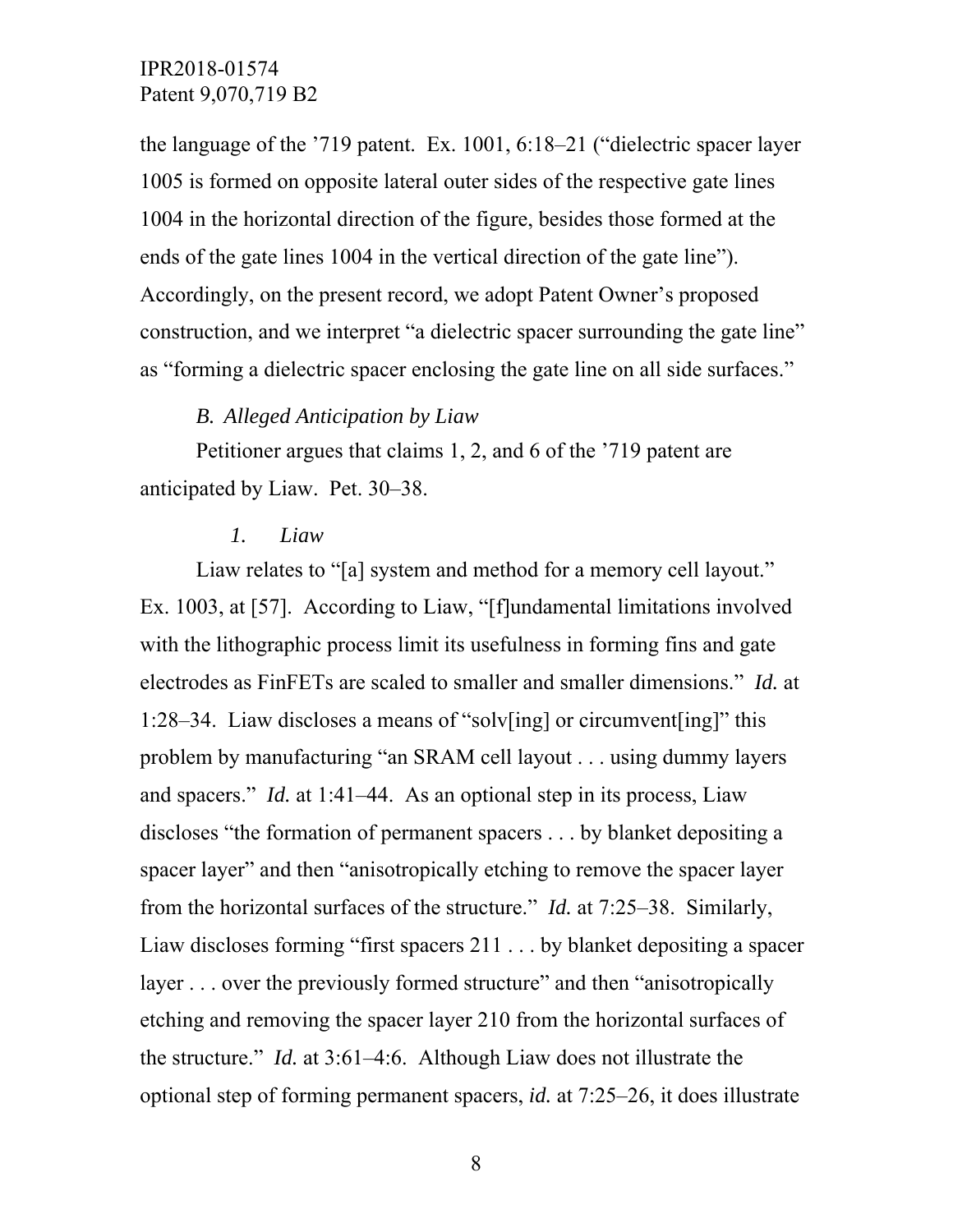the language of the '719 patent. Ex. 1001, 6:18–21 ("dielectric spacer layer 1005 is formed on opposite lateral outer sides of the respective gate lines 1004 in the horizontal direction of the figure, besides those formed at the ends of the gate lines 1004 in the vertical direction of the gate line"). Accordingly, on the present record, we adopt Patent Owner's proposed construction, and we interpret "a dielectric spacer surrounding the gate line" as "forming a dielectric spacer enclosing the gate line on all side surfaces."

### *B. Alleged Anticipation by Liaw*

Petitioner argues that claims 1, 2, and 6 of the '719 patent are anticipated by Liaw. Pet. 30–38.

#### *1. Liaw*

Liaw relates to "[a] system and method for a memory cell layout." Ex. 1003, at [57]. According to Liaw, "[f]undamental limitations involved with the lithographic process limit its usefulness in forming fins and gate electrodes as FinFETs are scaled to smaller and smaller dimensions." *Id.* at 1:28–34. Liaw discloses a means of "solv[ing] or circumvent[ing]" this problem by manufacturing "an SRAM cell layout . . . using dummy layers and spacers." *Id.* at 1:41–44. As an optional step in its process, Liaw discloses "the formation of permanent spacers . . . by blanket depositing a spacer layer" and then "anisotropically etching to remove the spacer layer from the horizontal surfaces of the structure." *Id.* at 7:25–38. Similarly, Liaw discloses forming "first spacers 211 . . . by blanket depositing a spacer layer . . . over the previously formed structure" and then "anisotropically etching and removing the spacer layer 210 from the horizontal surfaces of the structure." *Id.* at 3:61–4:6. Although Liaw does not illustrate the optional step of forming permanent spacers, *id.* at 7:25–26, it does illustrate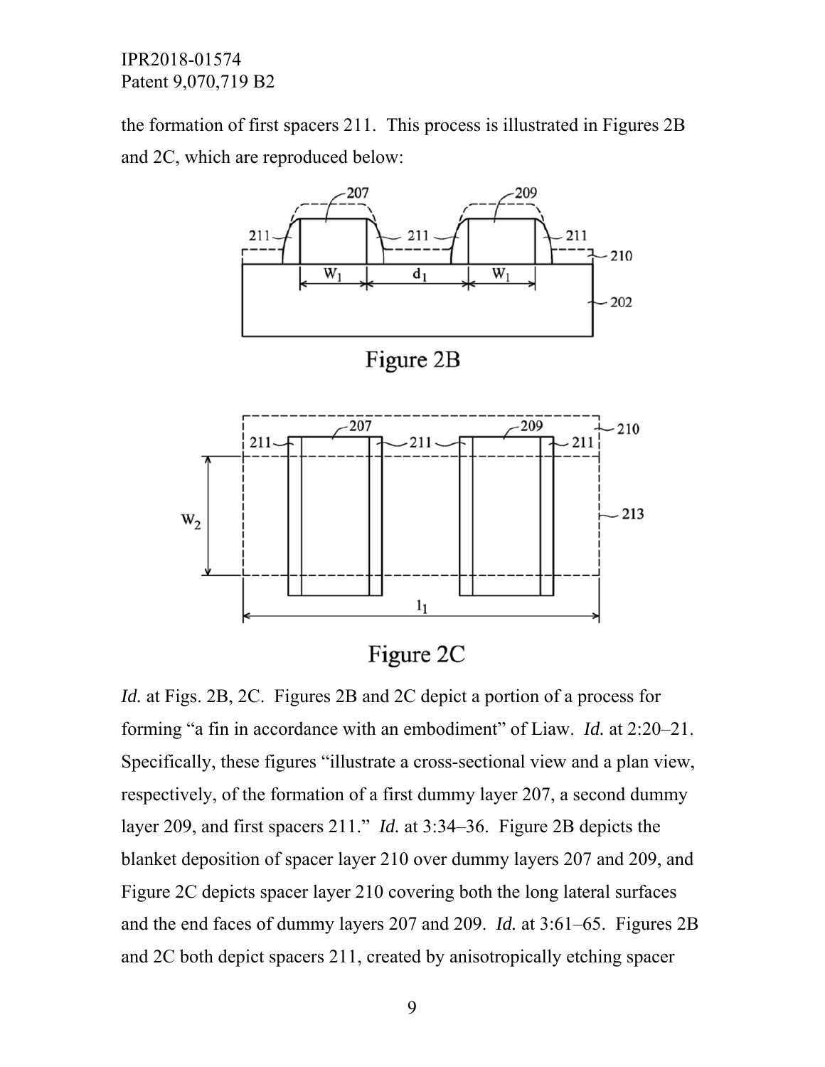the formation of first spacers 211. This process is illustrated in Figures 2B and 2C, which are reproduced below:

Figure 2B

Figure 2C

*Id.* at Figs. 2B, 2C. Figures 2B and 2C depict a portion of a process for forming "a fin in accordance with an embodiment" of Liaw. *Id.* at 2:20–21. Specifically, these figures "illustrate a cross-sectional view and a plan view, respectively, of the formation of a first dummy layer 207, a second dummy layer 209, and first spacers 211." *Id.* at 3:34–36. Figure 2B depicts the blanket deposition of spacer layer 210 over dummy layers 207 and 209, and Figure 2C depicts spacer layer 210 covering both the long lateral surfaces and the end faces of dummy layers 207 and 209. *Id.* at 3:61–65. Figures 2B and 2C both depict spacers 211, created by anisotropically etching spacer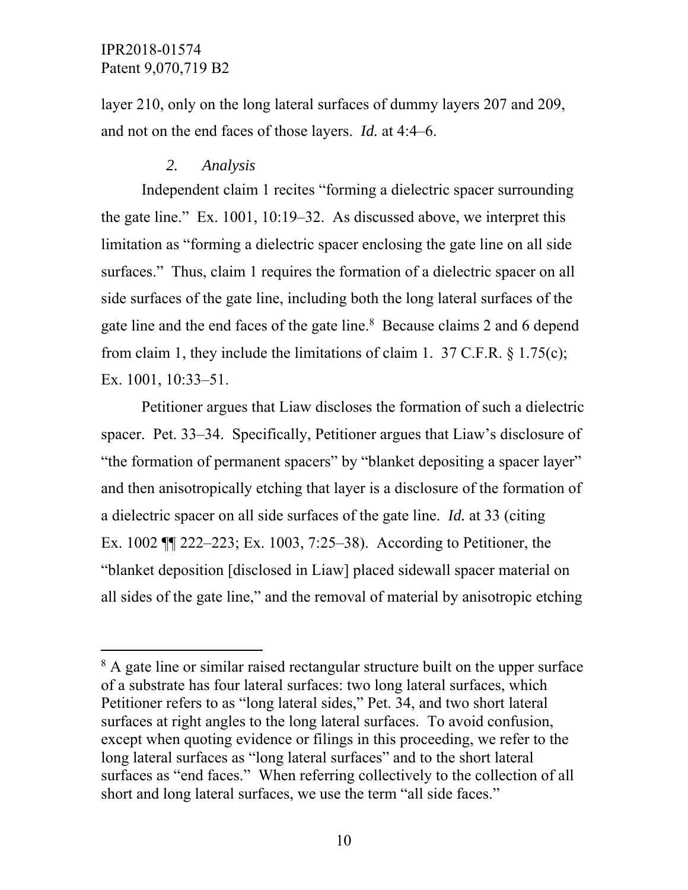layer 210, only on the long lateral surfaces of dummy layers 207 and 209, and not on the end faces of those layers. *Id.* at 4:4–6.

### *2. Analysis*

Independent claim 1 recites "forming a dielectric spacer surrounding the gate line." Ex. 1001, 10:19–32. As discussed above, we interpret this limitation as "forming a dielectric spacer enclosing the gate line on all side surfaces." Thus, claim 1 requires the formation of a dielectric spacer on all side surfaces of the gate line, including both the long lateral surfaces of the gate line and the end faces of the gate line.[8] Because claims 2 and 6 depend from claim 1, they include the limitations of claim 1. 37 C.F.R. § 1.75(c); Ex. 1001, 10:33–51.

Petitioner argues that Liaw discloses the formation of such a dielectric spacer. Pet. 33–34. Specifically, Petitioner argues that Liaw's disclosure of "the formation of permanent spacers" by "blanket depositing a spacer layer" and then anisotropically etching that layer is a disclosure of the formation of a dielectric spacer on all side surfaces of the gate line. *Id.* at 33 (citing Ex. 1002 ¶¶ 222–223; Ex. 1003, 7:25–38). According to Petitioner, the "blanket deposition [disclosed in Liaw] placed sidewall spacer material on all sides of the gate line," and the removal of material by anisotropic etching

---

[8] A gate line or similar raised rectangular structure built on the upper surface of a substrate has four lateral surfaces: two long lateral surfaces, which Petitioner refers to as "long lateral sides," Pet. 34, and two short lateral surfaces at right angles to the long lateral surfaces. To avoid confusion, except when quoting evidence or filings in this proceeding, we refer to the long lateral surfaces as "long lateral surfaces" and to the short lateral surfaces as "end faces." When referring collectively to the collection of all short and long lateral surfaces, we use the term "all side faces."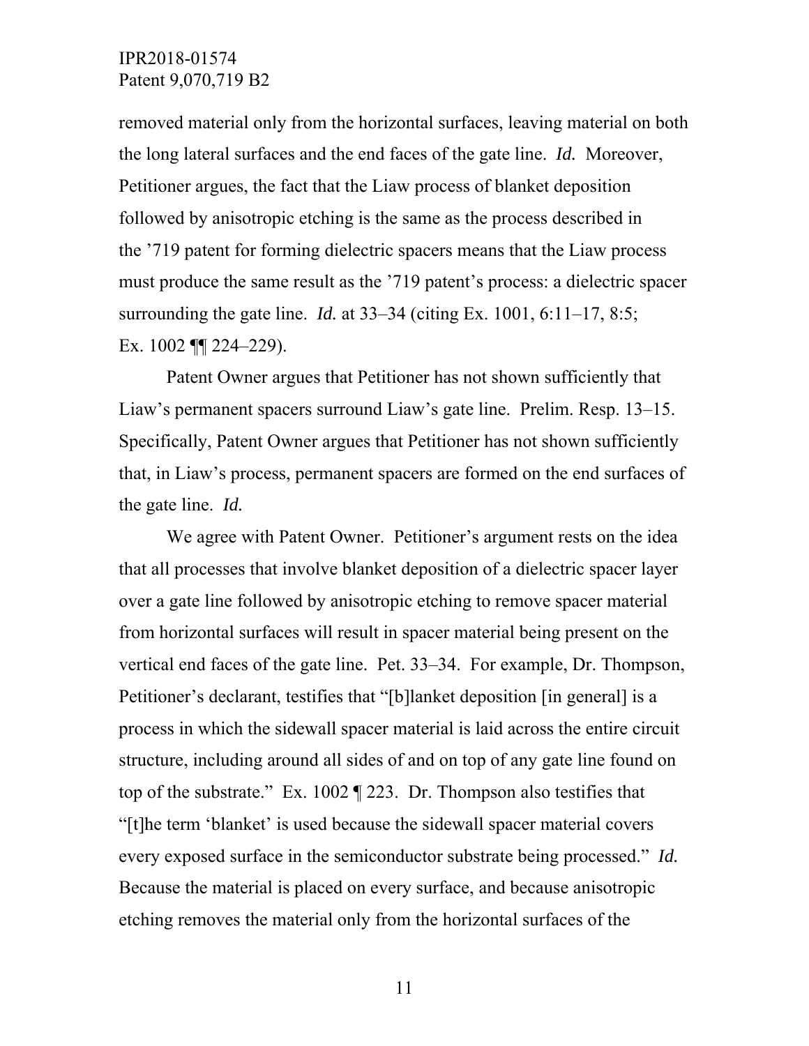removed material only from the horizontal surfaces, leaving material on both the long lateral surfaces and the end faces of the gate line. *Id.* Moreover, Petitioner argues, the fact that the Liaw process of blanket deposition followed by anisotropic etching is the same as the process described in the ’719 patent for forming dielectric spacers means that the Liaw process must produce the same result as the ’719 patent’s process: a dielectric spacer surrounding the gate line. *Id.* at 33–34 (citing Ex. 1001, 6:11–17, 8:5; Ex. 1002 ¶¶ 224–229).

Patent Owner argues that Petitioner has not shown sufficiently that Liaw’s permanent spacers surround Liaw’s gate line. Prelim. Resp. 13–15. Specifically, Patent Owner argues that Petitioner has not shown sufficiently that, in Liaw’s process, permanent spacers are formed on the end surfaces of the gate line. *Id.*

We agree with Patent Owner. Petitioner’s argument rests on the idea that all processes that involve blanket deposition of a dielectric spacer layer over a gate line followed by anisotropic etching to remove spacer material from horizontal surfaces will result in spacer material being present on the vertical end faces of the gate line. Pet. 33–34. For example, Dr. Thompson, Petitioner’s declarant, testifies that “[b]lanket deposition [in general] is a process in which the sidewall spacer material is laid across the entire circuit structure, including around all sides of and on top of any gate line found on top of the substrate.” Ex. 1002 ¶ 223. Dr. Thompson also testifies that “[t]he term ‘blanket’ is used because the sidewall spacer material covers every exposed surface in the semiconductor substrate being processed.” *Id.* Because the material is placed on every surface, and because anisotropic etching removes the material only from the horizontal surfaces of the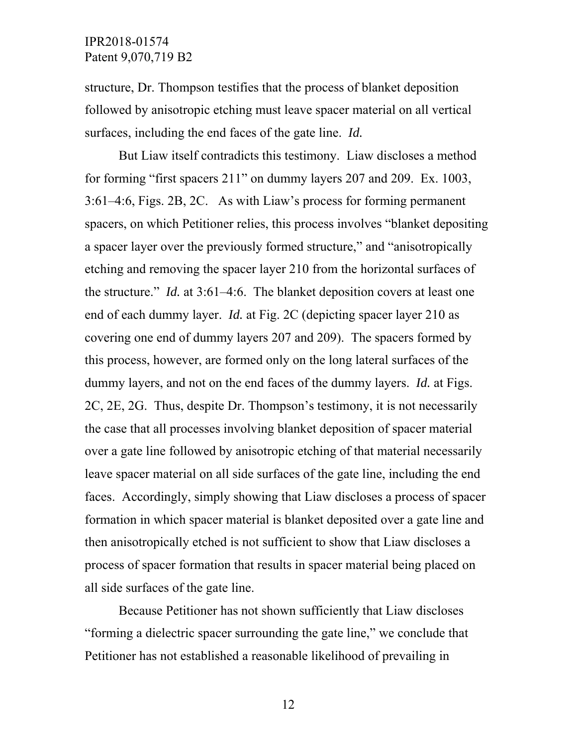structure, Dr. Thompson testifies that the process of blanket deposition followed by anisotropic etching must leave spacer material on all vertical surfaces, including the end faces of the gate line. *Id.*

But Liaw itself contradicts this testimony. Liaw discloses a method for forming "first spacers 211" on dummy layers 207 and 209. Ex. 1003, 3:61–4:6, Figs. 2B, 2C. As with Liaw's process for forming permanent spacers, on which Petitioner relies, this process involves "blanket depositing a spacer layer over the previously formed structure," and "anisotropically etching and removing the spacer layer 210 from the horizontal surfaces of the structure." *Id.* at 3:61–4:6. The blanket deposition covers at least one end of each dummy layer. *Id.* at Fig. 2C (depicting spacer layer 210 as covering one end of dummy layers 207 and 209). The spacers formed by this process, however, are formed only on the long lateral surfaces of the dummy layers, and not on the end faces of the dummy layers. *Id.* at Figs. 2C, 2E, 2G. Thus, despite Dr. Thompson's testimony, it is not necessarily the case that all processes involving blanket deposition of spacer material over a gate line followed by anisotropic etching of that material necessarily leave spacer material on all side surfaces of the gate line, including the end faces. Accordingly, simply showing that Liaw discloses a process of spacer formation in which spacer material is blanket deposited over a gate line and then anisotropically etched is not sufficient to show that Liaw discloses a process of spacer formation that results in spacer material being placed on all side surfaces of the gate line.

Because Petitioner has not shown sufficiently that Liaw discloses "forming a dielectric spacer surrounding the gate line," we conclude that Petitioner has not established a reasonable likelihood of prevailing in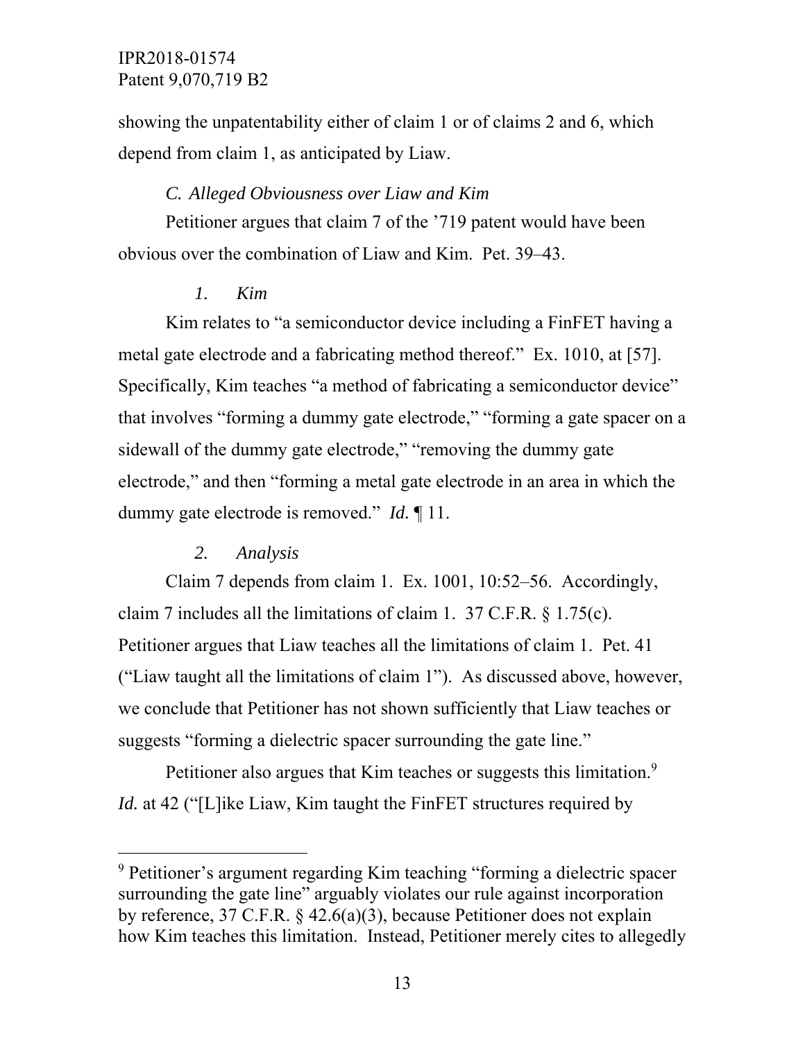showing the unpatentability either of claim 1 or of claims 2 and 6, which depend from claim 1, as anticipated by Liaw.

### *C. Alleged Obviousness over Liaw and Kim*

Petitioner argues that claim 7 of the '719 patent would have been obvious over the combination of Liaw and Kim. Pet. 39–43.

#### *1. Kim*

Kim relates to "a semiconductor device including a FinFET having a metal gate electrode and a fabricating method thereof." Ex. 1010, at [57]. Specifically, Kim teaches "a method of fabricating a semiconductor device" that involves "forming a dummy gate electrode," "forming a gate spacer on a sidewall of the dummy gate electrode," "removing the dummy gate electrode," and then "forming a metal gate electrode in an area in which the dummy gate electrode is removed." *Id.* ¶ 11.

#### *2. Analysis*

Claim 7 depends from claim 1. Ex. 1001, 10:52–56. Accordingly, claim 7 includes all the limitations of claim 1. 37 C.F.R. § 1.75(c). Petitioner argues that Liaw teaches all the limitations of claim 1. Pet. 41 ("Liaw taught all the limitations of claim 1"). As discussed above, however, we conclude that Petitioner has not shown sufficiently that Liaw teaches or suggests "forming a dielectric spacer surrounding the gate line."

Petitioner also argues that Kim teaches or suggests this limitation.[9] *Id.* at 42 ("[L]ike Liaw, Kim taught the FinFET structures required by

[9] Petitioner's argument regarding Kim teaching "forming a dielectric spacer surrounding the gate line" arguably violates our rule against incorporation by reference, 37 C.F.R. § 42.6(a)(3), because Petitioner does not explain how Kim teaches this limitation. Instead, Petitioner merely cites to allegedly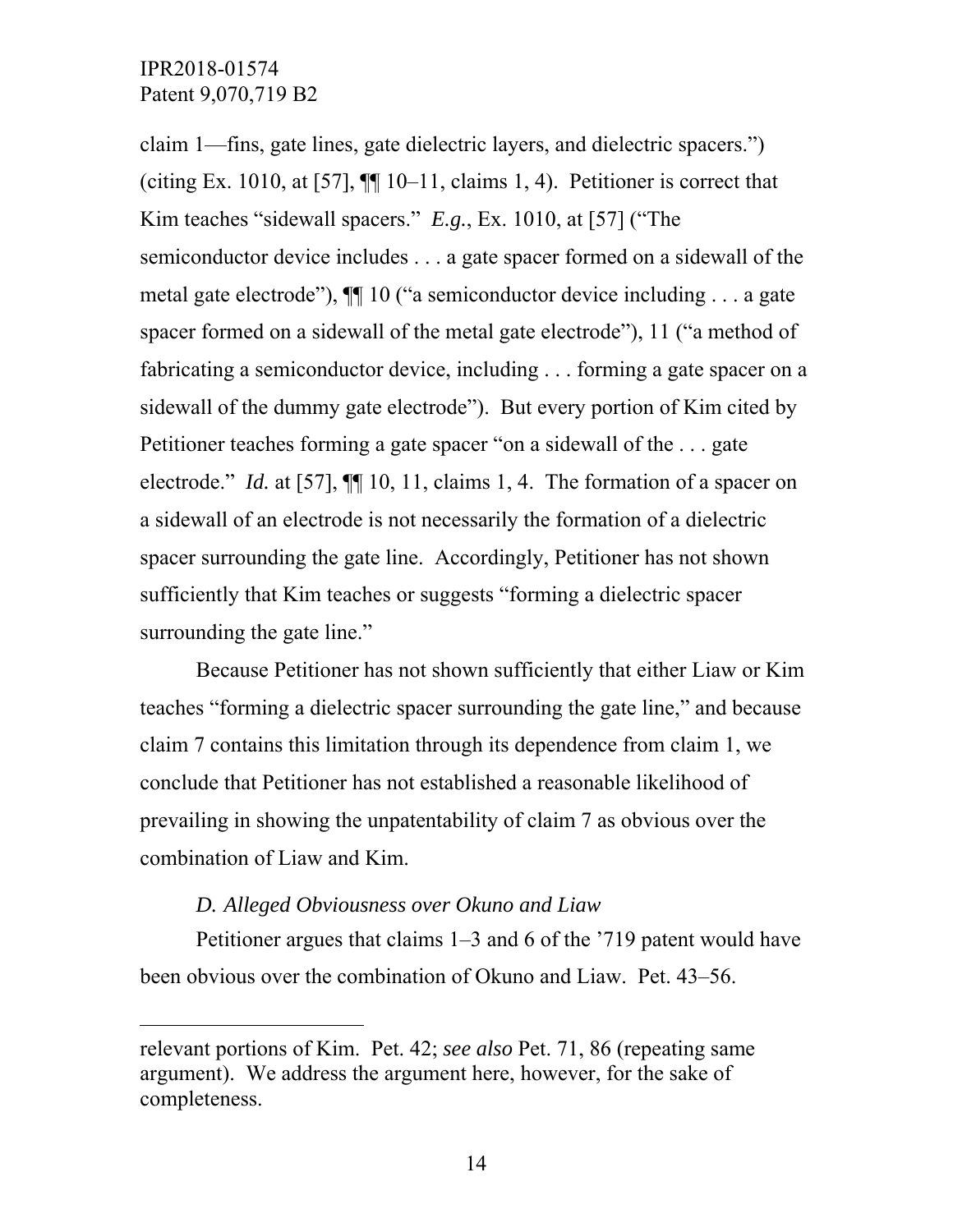claim 1—fins, gate lines, gate dielectric layers, and dielectric spacers.") (citing Ex. 1010, at [57], ¶¶ 10–11, claims 1, 4). Petitioner is correct that Kim teaches "sidewall spacers." *E.g.*, Ex. 1010, at [57] ("The semiconductor device includes . . . a gate spacer formed on a sidewall of the metal gate electrode"), ¶¶ 10 ("a semiconductor device including . . . a gate spacer formed on a sidewall of the metal gate electrode"), 11 ("a method of fabricating a semiconductor device, including . . . forming a gate spacer on a sidewall of the dummy gate electrode"). But every portion of Kim cited by Petitioner teaches forming a gate spacer "on a sidewall of the . . . gate electrode." *Id.* at [57], ¶¶ 10, 11, claims 1, 4. The formation of a spacer on a sidewall of an electrode is not necessarily the formation of a dielectric spacer surrounding the gate line. Accordingly, Petitioner has not shown sufficiently that Kim teaches or suggests "forming a dielectric spacer surrounding the gate line."

Because Petitioner has not shown sufficiently that either Liaw or Kim teaches "forming a dielectric spacer surrounding the gate line," and because claim 7 contains this limitation through its dependence from claim 1, we conclude that Petitioner has not established a reasonable likelihood of prevailing in showing the unpatentability of claim 7 as obvious over the combination of Liaw and Kim.

### *D. Alleged Obviousness over Okuno and Liaw*

Petitioner argues that claims 1–3 and 6 of the '719 patent would have been obvious over the combination of Okuno and Liaw. Pet. 43–56.

---

relevant portions of Kim. Pet. 42; *see also* Pet. 71, 86 (repeating same argument). We address the argument here, however, for the sake of completeness.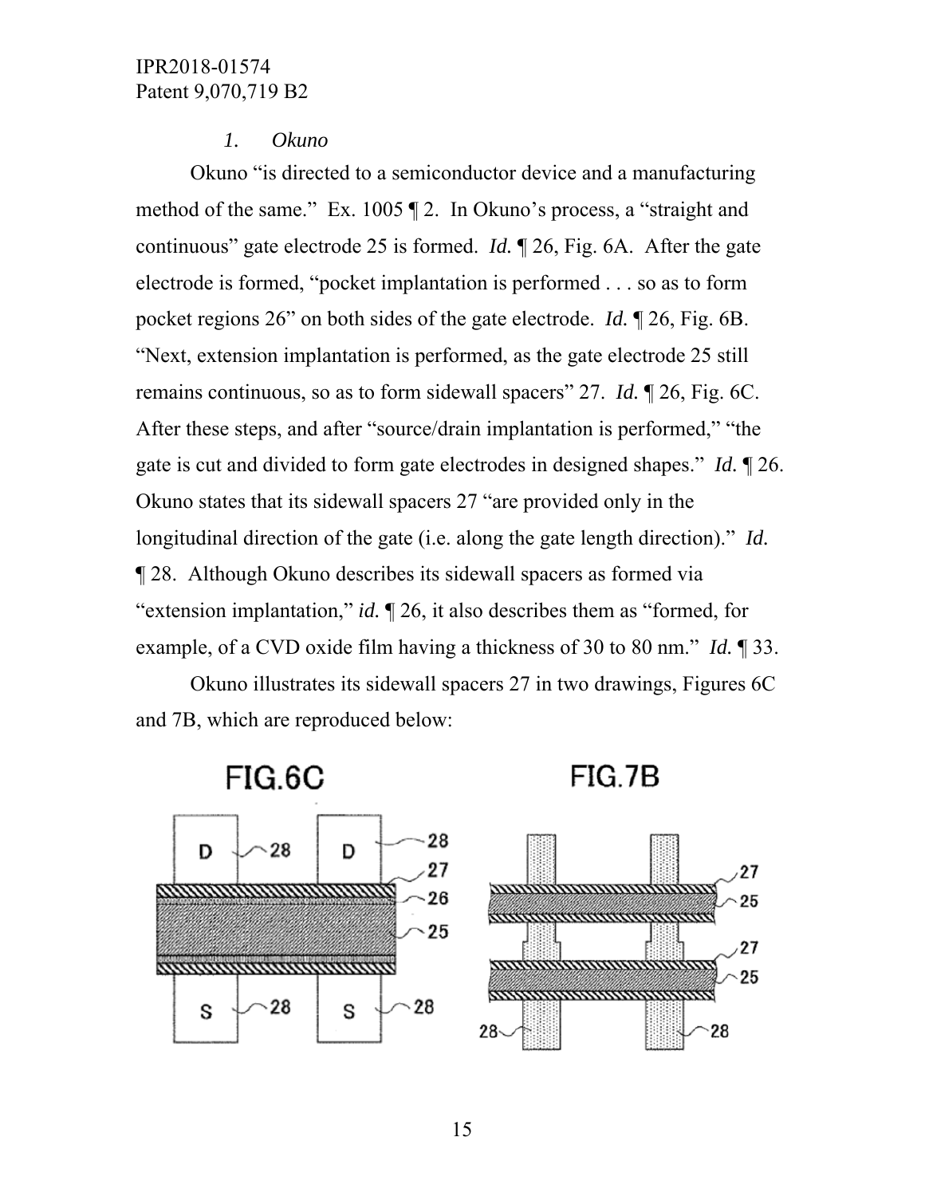*1. Okuno*

Okuno "is directed to a semiconductor device and a manufacturing method of the same." Ex. 1005 ¶ 2. In Okuno's process, a "straight and continuous" gate electrode 25 is formed. *Id.* ¶ 26, Fig. 6A. After the gate electrode is formed, "pocket implantation is performed . . . so as to form pocket regions 26" on both sides of the gate electrode. *Id.* ¶ 26, Fig. 6B. "Next, extension implantation is performed, as the gate electrode 25 still remains continuous, so as to form sidewall spacers" 27. *Id.* ¶ 26, Fig. 6C. After these steps, and after "source/drain implantation is performed," "the gate is cut and divided to form gate electrodes in designed shapes." *Id.* ¶ 26. Okuno states that its sidewall spacers 27 "are provided only in the longitudinal direction of the gate (i.e. along the gate length direction)." *Id.* ¶ 28. Although Okuno describes its sidewall spacers as formed via "extension implantation," *id.* ¶ 26, it also describes them as "formed, for example, of a CVD oxide film having a thickness of 30 to 80 nm." *Id.* ¶ 33.

Okuno illustrates its sidewall spacers 27 in two drawings, Figures 6C and 7B, which are reproduced below:

FIG.6C

FIG.7B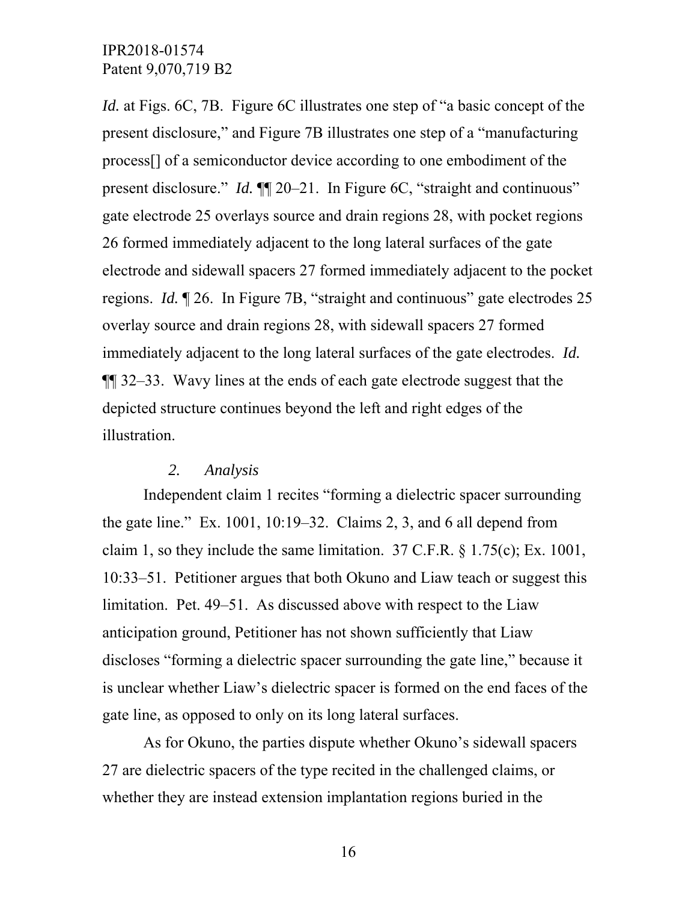*Id.* at Figs. 6C, 7B. Figure 6C illustrates one step of "a basic concept of the present disclosure," and Figure 7B illustrates one step of a "manufacturing process[] of a semiconductor device according to one embodiment of the present disclosure." *Id.* ¶¶ 20–21. In Figure 6C, "straight and continuous" gate electrode 25 overlays source and drain regions 28, with pocket regions 26 formed immediately adjacent to the long lateral surfaces of the gate electrode and sidewall spacers 27 formed immediately adjacent to the pocket regions. *Id.* ¶ 26. In Figure 7B, "straight and continuous" gate electrodes 25 overlay source and drain regions 28, with sidewall spacers 27 formed immediately adjacent to the long lateral surfaces of the gate electrodes. *Id.* ¶¶ 32–33. Wavy lines at the ends of each gate electrode suggest that the depicted structure continues beyond the left and right edges of the illustration.

#### *2. Analysis*

Independent claim 1 recites "forming a dielectric spacer surrounding the gate line." Ex. 1001, 10:19–32. Claims 2, 3, and 6 all depend from claim 1, so they include the same limitation. 37 C.F.R. § 1.75(c); Ex. 1001, 10:33–51. Petitioner argues that both Okuno and Liaw teach or suggest this limitation. Pet. 49–51. As discussed above with respect to the Liaw anticipation ground, Petitioner has not shown sufficiently that Liaw discloses "forming a dielectric spacer surrounding the gate line," because it is unclear whether Liaw's dielectric spacer is formed on the end faces of the gate line, as opposed to only on its long lateral surfaces.

As for Okuno, the parties dispute whether Okuno's sidewall spacers 27 are dielectric spacers of the type recited in the challenged claims, or whether they are instead extension implantation regions buried in the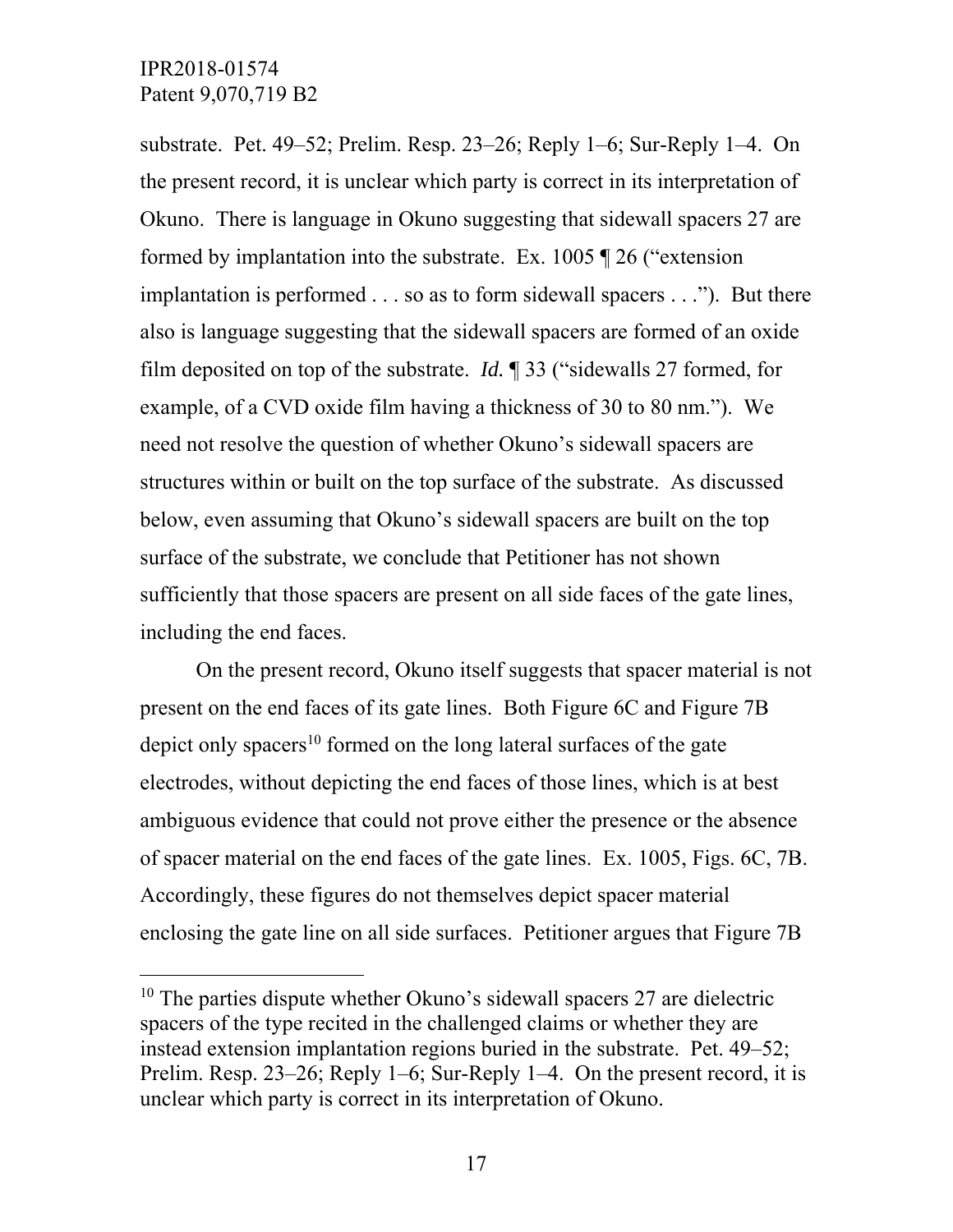substrate. Pet. 49–52; Prelim. Resp. 23–26; Reply 1–6; Sur-Reply 1–4. On the present record, it is unclear which party is correct in its interpretation of Okuno. There is language in Okuno suggesting that sidewall spacers 27 are formed by implantation into the substrate. Ex. 1005 ¶ 26 ("extension implantation is performed . . . so as to form sidewall spacers . . ."). But there also is language suggesting that the sidewall spacers are formed of an oxide film deposited on top of the substrate. *Id.* ¶ 33 ("sidewalls 27 formed, for example, of a CVD oxide film having a thickness of 30 to 80 nm."). We need not resolve the question of whether Okuno's sidewall spacers are structures within or built on the top surface of the substrate. As discussed below, even assuming that Okuno's sidewall spacers are built on the top surface of the substrate, we conclude that Petitioner has not shown sufficiently that those spacers are present on all side faces of the gate lines, including the end faces.

On the present record, Okuno itself suggests that spacer material is not present on the end faces of its gate lines. Both Figure 6C and Figure 7B depict only spacers[10] formed on the long lateral surfaces of the gate electrodes, without depicting the end faces of those lines, which is at best ambiguous evidence that could not prove either the presence or the absence of spacer material on the end faces of the gate lines. Ex. 1005, Figs. 6C, 7B. Accordingly, these figures do not themselves depict spacer material enclosing the gate line on all side surfaces. Petitioner argues that Figure 7B

[10] The parties dispute whether Okuno's sidewall spacers 27 are dielectric spacers of the type recited in the challenged claims or whether they are instead extension implantation regions buried in the substrate. Pet. 49–52; Prelim. Resp. 23–26; Reply 1–6; Sur-Reply 1–4. On the present record, it is unclear which party is correct in its interpretation of Okuno.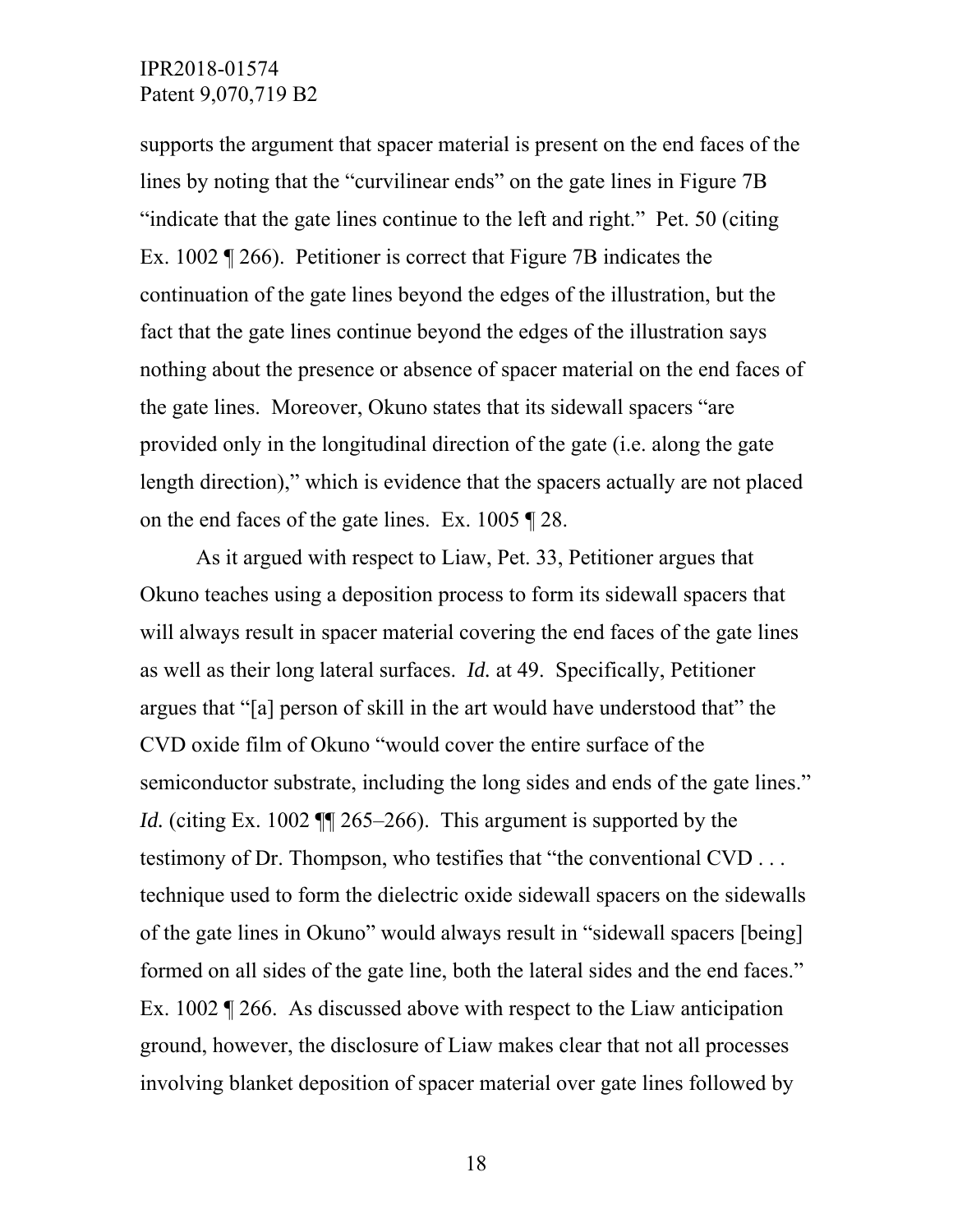supports the argument that spacer material is present on the end faces of the lines by noting that the "curvilinear ends" on the gate lines in Figure 7B "indicate that the gate lines continue to the left and right." Pet. 50 (citing Ex. 1002 ¶ 266). Petitioner is correct that Figure 7B indicates the continuation of the gate lines beyond the edges of the illustration, but the fact that the gate lines continue beyond the edges of the illustration says nothing about the presence or absence of spacer material on the end faces of the gate lines. Moreover, Okuno states that its sidewall spacers "are provided only in the longitudinal direction of the gate (i.e. along the gate length direction)," which is evidence that the spacers actually are not placed on the end faces of the gate lines. Ex. 1005 ¶ 28.

As it argued with respect to Liaw, Pet. 33, Petitioner argues that Okuno teaches using a deposition process to form its sidewall spacers that will always result in spacer material covering the end faces of the gate lines as well as their long lateral surfaces. *Id.* at 49. Specifically, Petitioner argues that "[a] person of skill in the art would have understood that" the CVD oxide film of Okuno "would cover the entire surface of the semiconductor substrate, including the long sides and ends of the gate lines." *Id.* (citing Ex. 1002 ¶¶ 265–266). This argument is supported by the testimony of Dr. Thompson, who testifies that "the conventional CVD . . . technique used to form the dielectric oxide sidewall spacers on the sidewalls of the gate lines in Okuno" would always result in "sidewall spacers [being] formed on all sides of the gate line, both the lateral sides and the end faces." Ex. 1002 ¶ 266. As discussed above with respect to the Liaw anticipation ground, however, the disclosure of Liaw makes clear that not all processes involving blanket deposition of spacer material over gate lines followed by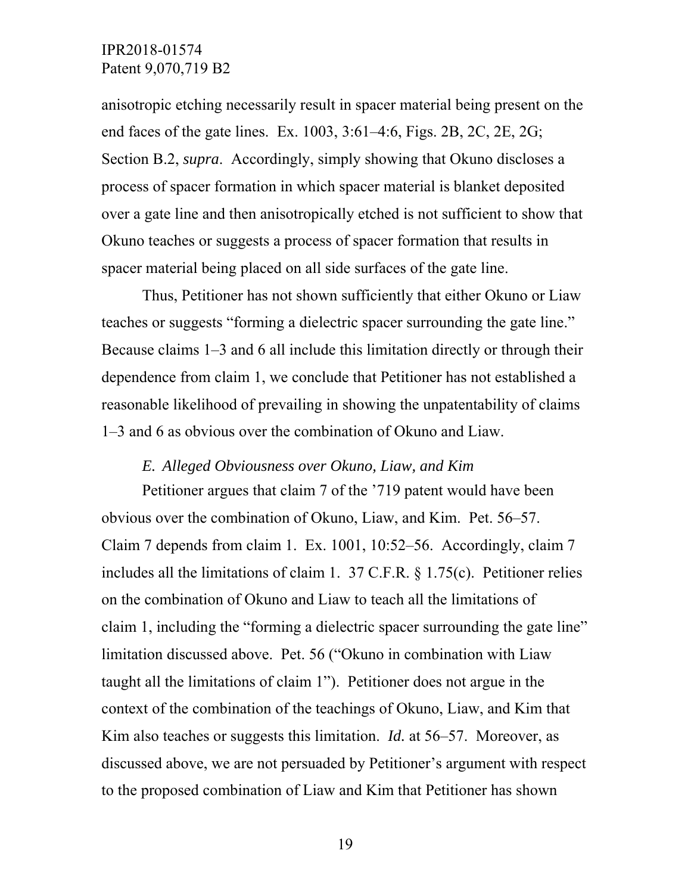anisotropic etching necessarily result in spacer material being present on the end faces of the gate lines. Ex. 1003, 3:61–4:6, Figs. 2B, 2C, 2E, 2G; Section B.2, *supra*. Accordingly, simply showing that Okuno discloses a process of spacer formation in which spacer material is blanket deposited over a gate line and then anisotropically etched is not sufficient to show that Okuno teaches or suggests a process of spacer formation that results in spacer material being placed on all side surfaces of the gate line.

Thus, Petitioner has not shown sufficiently that either Okuno or Liaw teaches or suggests "forming a dielectric spacer surrounding the gate line." Because claims 1–3 and 6 all include this limitation directly or through their dependence from claim 1, we conclude that Petitioner has not established a reasonable likelihood of prevailing in showing the unpatentability of claims 1–3 and 6 as obvious over the combination of Okuno and Liaw.

### *E. Alleged Obviousness over Okuno, Liaw, and Kim*

Petitioner argues that claim 7 of the '719 patent would have been obvious over the combination of Okuno, Liaw, and Kim. Pet. 56–57. Claim 7 depends from claim 1. Ex. 1001, 10:52–56. Accordingly, claim 7 includes all the limitations of claim 1. 37 C.F.R. § 1.75(c). Petitioner relies on the combination of Okuno and Liaw to teach all the limitations of claim 1, including the "forming a dielectric spacer surrounding the gate line" limitation discussed above. Pet. 56 ("Okuno in combination with Liaw taught all the limitations of claim 1"). Petitioner does not argue in the context of the combination of the teachings of Okuno, Liaw, and Kim that Kim also teaches or suggests this limitation. *Id.* at 56–57. Moreover, as discussed above, we are not persuaded by Petitioner's argument with respect to the proposed combination of Liaw and Kim that Petitioner has shown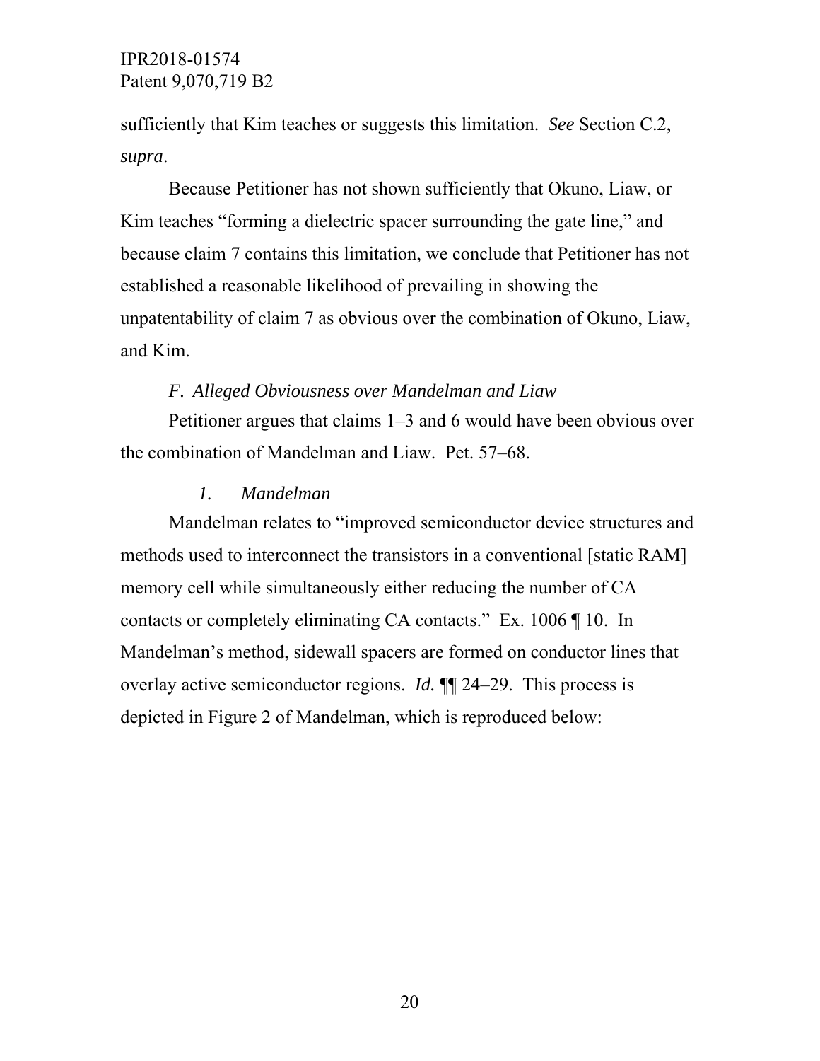sufficiently that Kim teaches or suggests this limitation. *See* Section C.2, *supra*.

Because Petitioner has not shown sufficiently that Okuno, Liaw, or Kim teaches "forming a dielectric spacer surrounding the gate line," and because claim 7 contains this limitation, we conclude that Petitioner has not established a reasonable likelihood of prevailing in showing the unpatentability of claim 7 as obvious over the combination of Okuno, Liaw, and Kim.

### *F. Alleged Obviousness over Mandelman and Liaw*

Petitioner argues that claims 1–3 and 6 would have been obvious over the combination of Mandelman and Liaw. Pet. 57–68.

#### *1. Mandelman*

Mandelman relates to "improved semiconductor device structures and methods used to interconnect the transistors in a conventional [static RAM] memory cell while simultaneously either reducing the number of CA contacts or completely eliminating CA contacts." Ex. 1006 ¶ 10. In Mandelman's method, sidewall spacers are formed on conductor lines that overlay active semiconductor regions. *Id.* ¶¶ 24–29. This process is depicted in Figure 2 of Mandelman, which is reproduced below: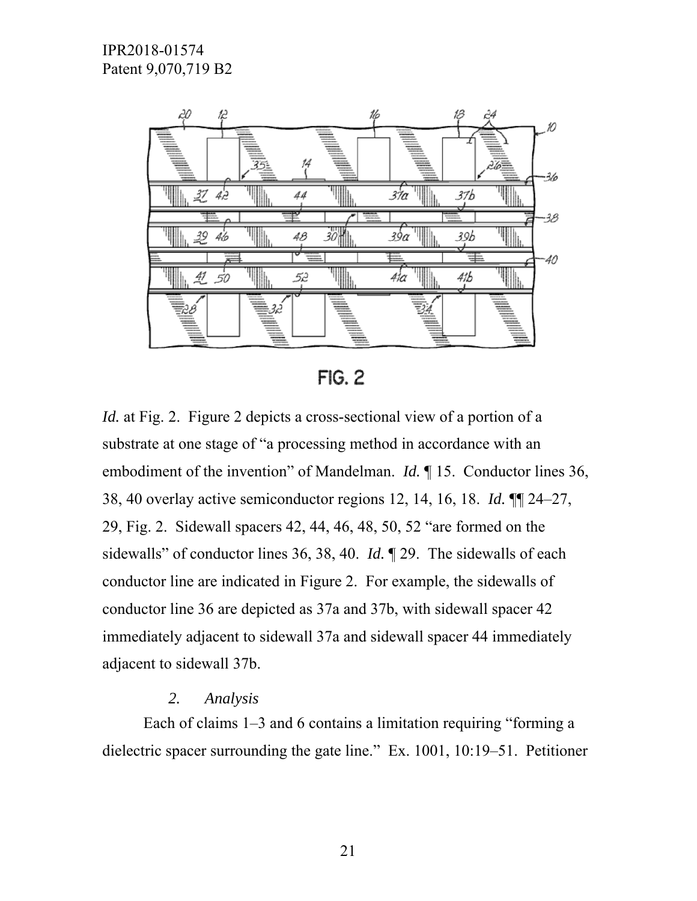FIG. 2

*Id.* at Fig. 2. Figure 2 depicts a cross-sectional view of a portion of a substrate at one stage of "a processing method in accordance with an embodiment of the invention" of Mandelman. *Id.* ¶ 15. Conductor lines 36, 38, 40 overlay active semiconductor regions 12, 14, 16, 18. *Id.* ¶¶ 24–27, 29, Fig. 2. Sidewall spacers 42, 44, 46, 48, 50, 52 "are formed on the sidewalls" of conductor lines 36, 38, 40. *Id.* ¶ 29. The sidewalls of each conductor line are indicated in Figure 2. For example, the sidewalls of conductor line 36 are depicted as 37a and 37b, with sidewall spacer 42 immediately adjacent to sidewall 37a and sidewall spacer 44 immediately adjacent to sidewall 37b.

#### *2. Analysis*

Each of claims 1–3 and 6 contains a limitation requiring "forming a dielectric spacer surrounding the gate line." Ex. 1001, 10:19–51. Petitioner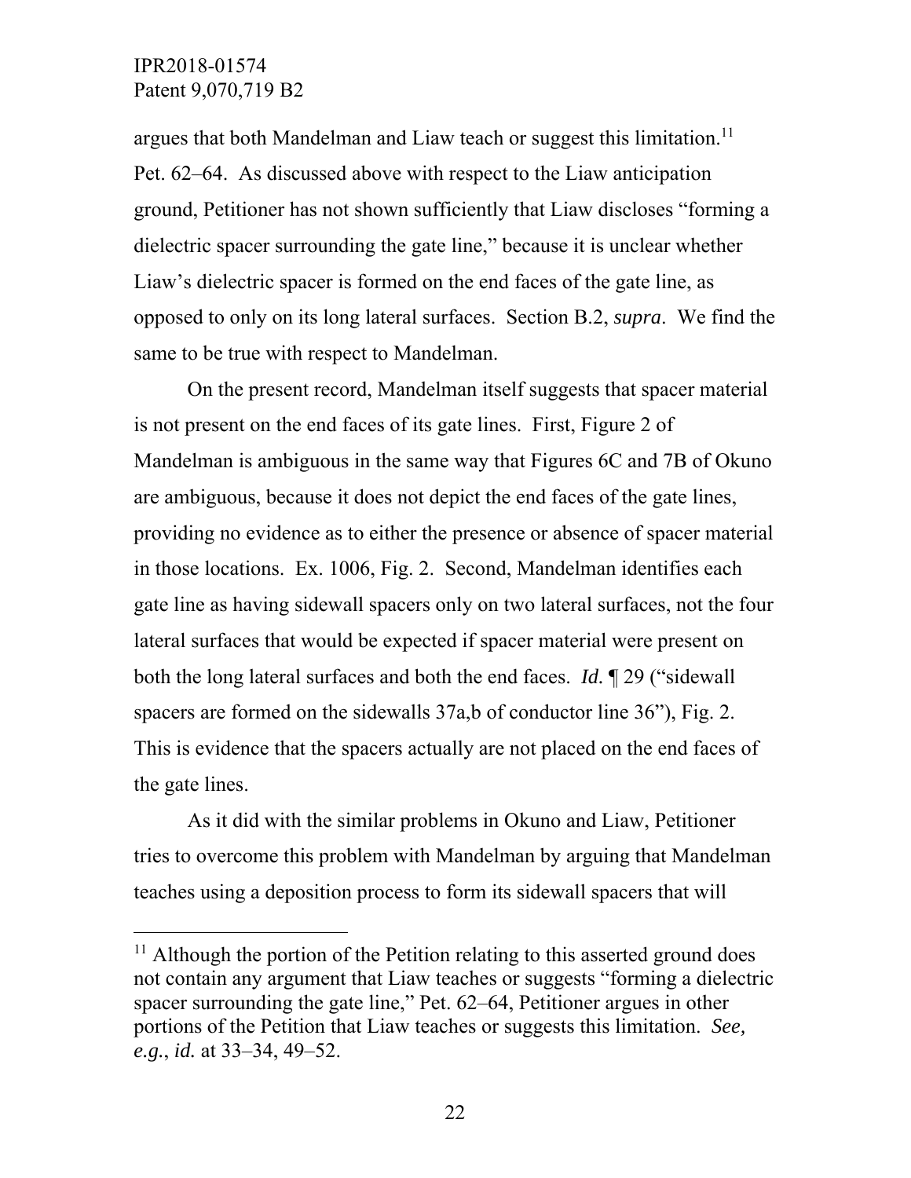argues that both Mandelman and Liaw teach or suggest this limitation.[11] Pet. 62–64. As discussed above with respect to the Liaw anticipation ground, Petitioner has not shown sufficiently that Liaw discloses "forming a dielectric spacer surrounding the gate line," because it is unclear whether Liaw's dielectric spacer is formed on the end faces of the gate line, as opposed to only on its long lateral surfaces. Section B.2, *supra*. We find the same to be true with respect to Mandelman.

On the present record, Mandelman itself suggests that spacer material is not present on the end faces of its gate lines. First, Figure 2 of Mandelman is ambiguous in the same way that Figures 6C and 7B of Okuno are ambiguous, because it does not depict the end faces of the gate lines, providing no evidence as to either the presence or absence of spacer material in those locations. Ex. 1006, Fig. 2. Second, Mandelman identifies each gate line as having sidewall spacers only on two lateral surfaces, not the four lateral surfaces that would be expected if spacer material were present on both the long lateral surfaces and both the end faces. *Id.* ¶ 29 ("sidewall spacers are formed on the sidewalls 37a,b of conductor line 36"), Fig. 2. This is evidence that the spacers actually are not placed on the end faces of the gate lines.

As it did with the similar problems in Okuno and Liaw, Petitioner tries to overcome this problem with Mandelman by arguing that Mandelman teaches using a deposition process to form its sidewall spacers that will

---

[11] Although the portion of the Petition relating to this asserted ground does not contain any argument that Liaw teaches or suggests "forming a dielectric spacer surrounding the gate line," Pet. 62–64, Petitioner argues in other portions of the Petition that Liaw teaches or suggests this limitation. *See, e.g.*, *id.* at 33–34, 49–52.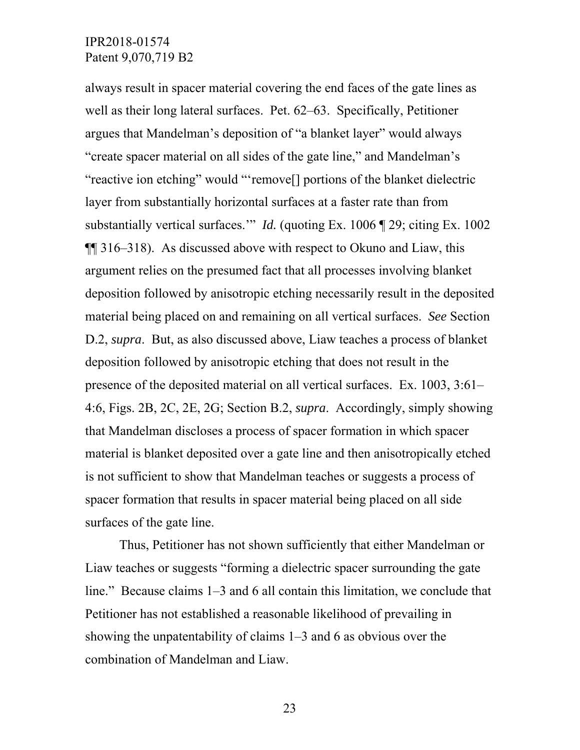always result in spacer material covering the end faces of the gate lines as well as their long lateral surfaces. Pet. 62–63. Specifically, Petitioner argues that Mandelman's deposition of "a blanket layer" would always "create spacer material on all sides of the gate line," and Mandelman's "reactive ion etching" would "'remove[] portions of the blanket dielectric layer from substantially horizontal surfaces at a faster rate than from substantially vertical surfaces.'" *Id.* (quoting Ex. 1006 ¶ 29; citing Ex. 1002 ¶¶ 316–318). As discussed above with respect to Okuno and Liaw, this argument relies on the presumed fact that all processes involving blanket deposition followed by anisotropic etching necessarily result in the deposited material being placed on and remaining on all vertical surfaces. *See* Section D.2, *supra*. But, as also discussed above, Liaw teaches a process of blanket deposition followed by anisotropic etching that does not result in the presence of the deposited material on all vertical surfaces. Ex. 1003, 3:61–4:6, Figs. 2B, 2C, 2E, 2G; Section B.2, *supra*. Accordingly, simply showing that Mandelman discloses a process of spacer formation in which spacer material is blanket deposited over a gate line and then anisotropically etched is not sufficient to show that Mandelman teaches or suggests a process of spacer formation that results in spacer material being placed on all side surfaces of the gate line.

Thus, Petitioner has not shown sufficiently that either Mandelman or Liaw teaches or suggests "forming a dielectric spacer surrounding the gate line." Because claims 1–3 and 6 all contain this limitation, we conclude that Petitioner has not established a reasonable likelihood of prevailing in showing the unpatentability of claims 1–3 and 6 as obvious over the combination of Mandelman and Liaw.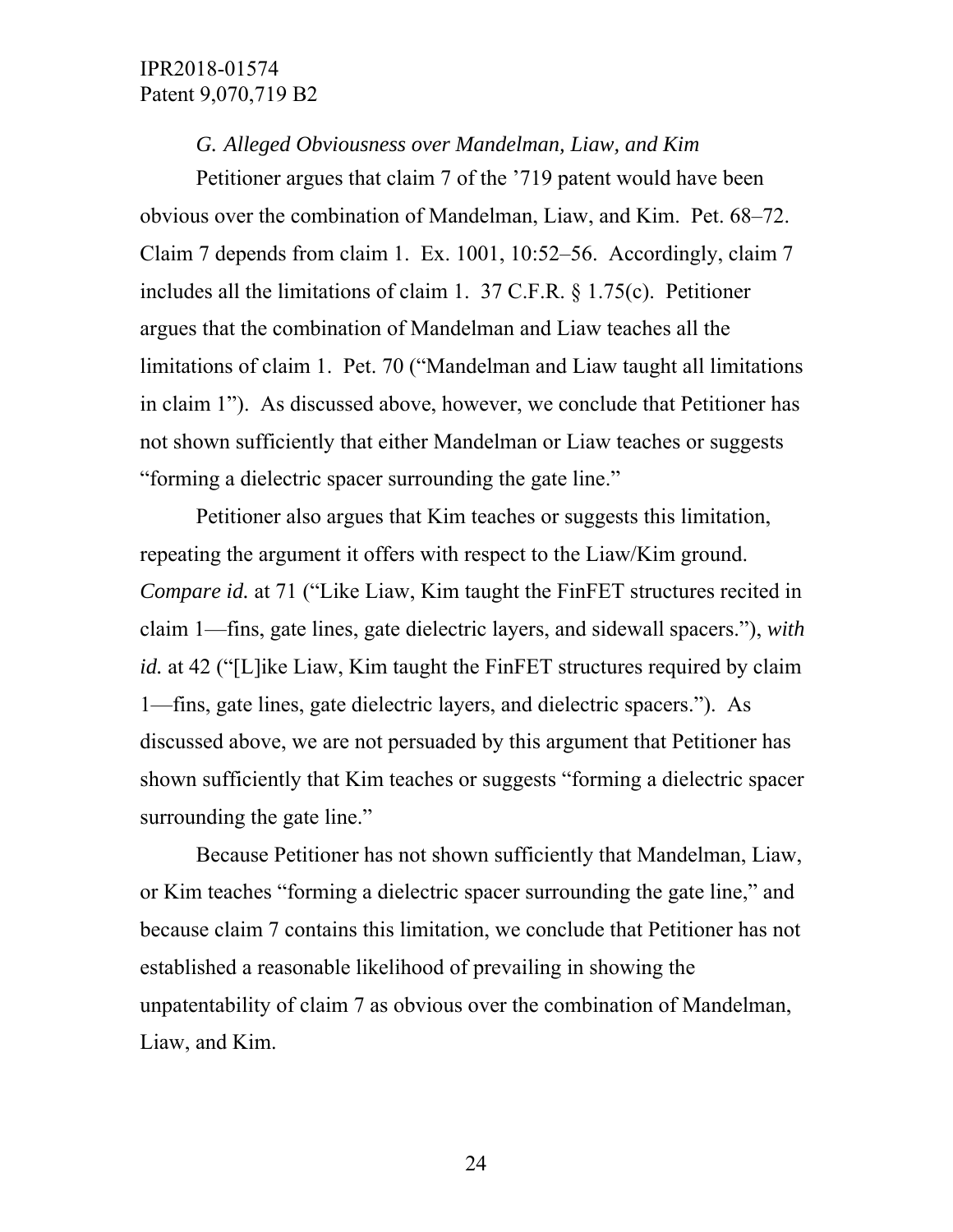*G. Alleged Obviousness over Mandelman, Liaw, and Kim*

Petitioner argues that claim 7 of the '719 patent would have been obvious over the combination of Mandelman, Liaw, and Kim. Pet. 68–72. Claim 7 depends from claim 1. Ex. 1001, 10:52–56. Accordingly, claim 7 includes all the limitations of claim 1. 37 C.F.R. § 1.75(c). Petitioner argues that the combination of Mandelman and Liaw teaches all the limitations of claim 1. Pet. 70 ("Mandelman and Liaw taught all limitations in claim 1"). As discussed above, however, we conclude that Petitioner has not shown sufficiently that either Mandelman or Liaw teaches or suggests "forming a dielectric spacer surrounding the gate line."

Petitioner also argues that Kim teaches or suggests this limitation, repeating the argument it offers with respect to the Liaw/Kim ground. *Compare id.* at 71 ("Like Liaw, Kim taught the FinFET structures recited in claim 1—fins, gate lines, gate dielectric layers, and sidewall spacers."), *with id.* at 42 ("[L]ike Liaw, Kim taught the FinFET structures required by claim 1—fins, gate lines, gate dielectric layers, and dielectric spacers."). As discussed above, we are not persuaded by this argument that Petitioner has shown sufficiently that Kim teaches or suggests "forming a dielectric spacer surrounding the gate line."

Because Petitioner has not shown sufficiently that Mandelman, Liaw, or Kim teaches "forming a dielectric spacer surrounding the gate line," and because claim 7 contains this limitation, we conclude that Petitioner has not established a reasonable likelihood of prevailing in showing the unpatentability of claim 7 as obvious over the combination of Mandelman, Liaw, and Kim.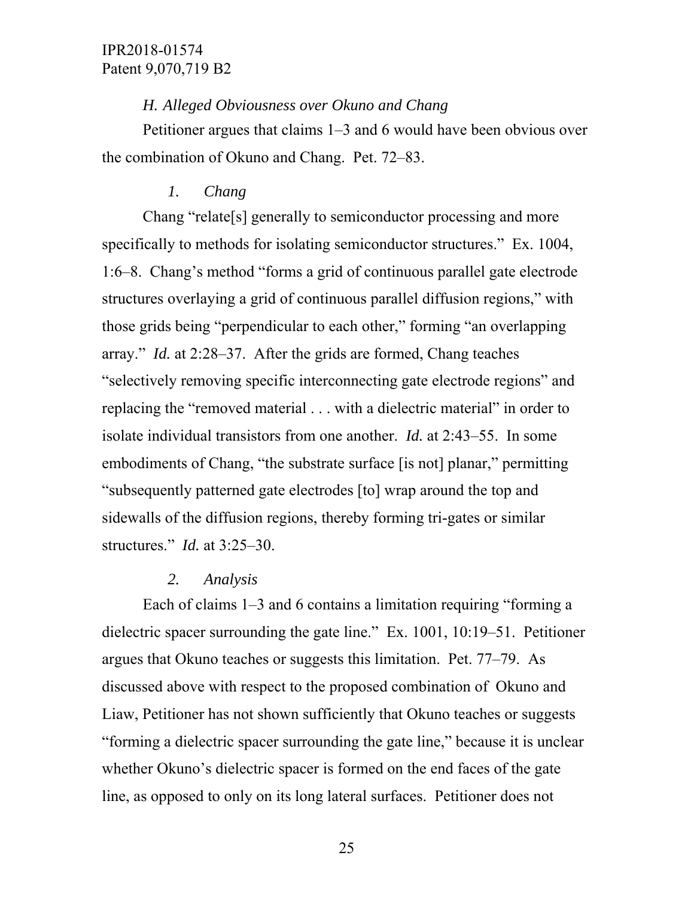### *H. Alleged Obviousness over Okuno and Chang*

Petitioner argues that claims 1–3 and 6 would have been obvious over the combination of Okuno and Chang. Pet. 72–83.

#### *1. Chang*

Chang "relate[s] generally to semiconductor processing and more specifically to methods for isolating semiconductor structures." Ex. 1004, 1:6–8. Chang's method "forms a grid of continuous parallel gate electrode structures overlaying a grid of continuous parallel diffusion regions," with those grids being "perpendicular to each other," forming "an overlapping array." *Id.* at 2:28–37. After the grids are formed, Chang teaches "selectively removing specific interconnecting gate electrode regions" and replacing the "removed material . . . with a dielectric material" in order to isolate individual transistors from one another. *Id.* at 2:43–55. In some embodiments of Chang, "the substrate surface [is not] planar," permitting "subsequently patterned gate electrodes [to] wrap around the top and sidewalls of the diffusion regions, thereby forming tri-gates or similar structures." *Id.* at 3:25–30.

#### *2. Analysis*

Each of claims 1–3 and 6 contains a limitation requiring "forming a dielectric spacer surrounding the gate line." Ex. 1001, 10:19–51. Petitioner argues that Okuno teaches or suggests this limitation. Pet. 77–79. As discussed above with respect to the proposed combination of Okuno and Liaw, Petitioner has not shown sufficiently that Okuno teaches or suggests "forming a dielectric spacer surrounding the gate line," because it is unclear whether Okuno's dielectric spacer is formed on the end faces of the gate line, as opposed to only on its long lateral surfaces. Petitioner does not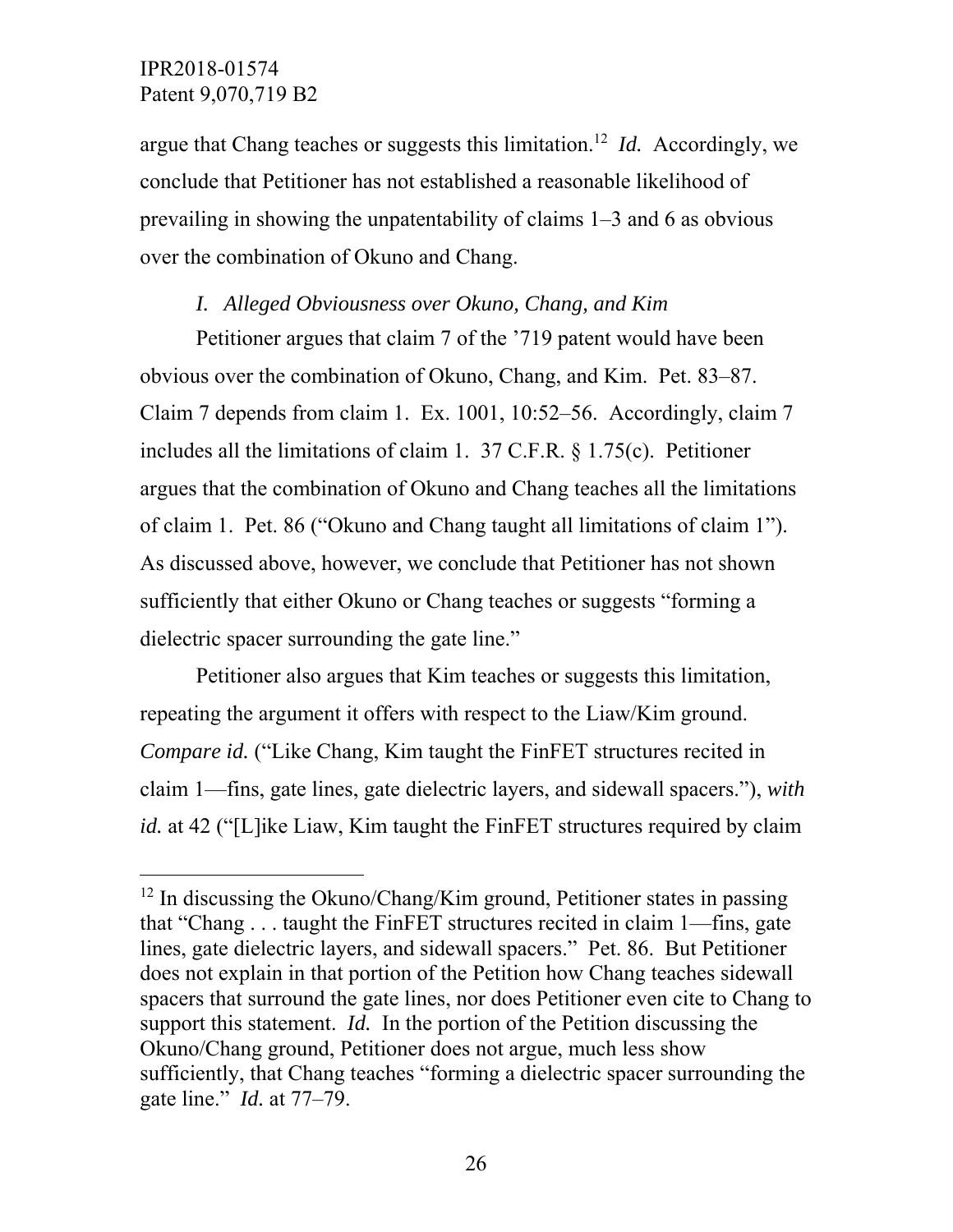argue that Chang teaches or suggests this limitation.[12] *Id.* Accordingly, we conclude that Petitioner has not established a reasonable likelihood of prevailing in showing the unpatentability of claims 1–3 and 6 as obvious over the combination of Okuno and Chang.

### *I. Alleged Obviousness over Okuno, Chang, and Kim*

Petitioner argues that claim 7 of the '719 patent would have been obvious over the combination of Okuno, Chang, and Kim. Pet. 83–87. Claim 7 depends from claim 1. Ex. 1001, 10:52–56. Accordingly, claim 7 includes all the limitations of claim 1. 37 C.F.R. § 1.75(c). Petitioner argues that the combination of Okuno and Chang teaches all the limitations of claim 1. Pet. 86 ("Okuno and Chang taught all limitations of claim 1"). As discussed above, however, we conclude that Petitioner has not shown sufficiently that either Okuno or Chang teaches or suggests "forming a dielectric spacer surrounding the gate line."

Petitioner also argues that Kim teaches or suggests this limitation, repeating the argument it offers with respect to the Liaw/Kim ground. *Compare id.* ("Like Chang, Kim taught the FinFET structures recited in claim 1—fins, gate lines, gate dielectric layers, and sidewall spacers."), *with id.* at 42 ("[L]ike Liaw, Kim taught the FinFET structures required by claim

---

[12] In discussing the Okuno/Chang/Kim ground, Petitioner states in passing that "Chang . . . taught the FinFET structures recited in claim 1—fins, gate lines, gate dielectric layers, and sidewall spacers." Pet. 86. But Petitioner does not explain in that portion of the Petition how Chang teaches sidewall spacers that surround the gate lines, nor does Petitioner even cite to Chang to support this statement. *Id.* In the portion of the Petition discussing the Okuno/Chang ground, Petitioner does not argue, much less show sufficiently, that Chang teaches "forming a dielectric spacer surrounding the gate line." *Id.* at 77–79.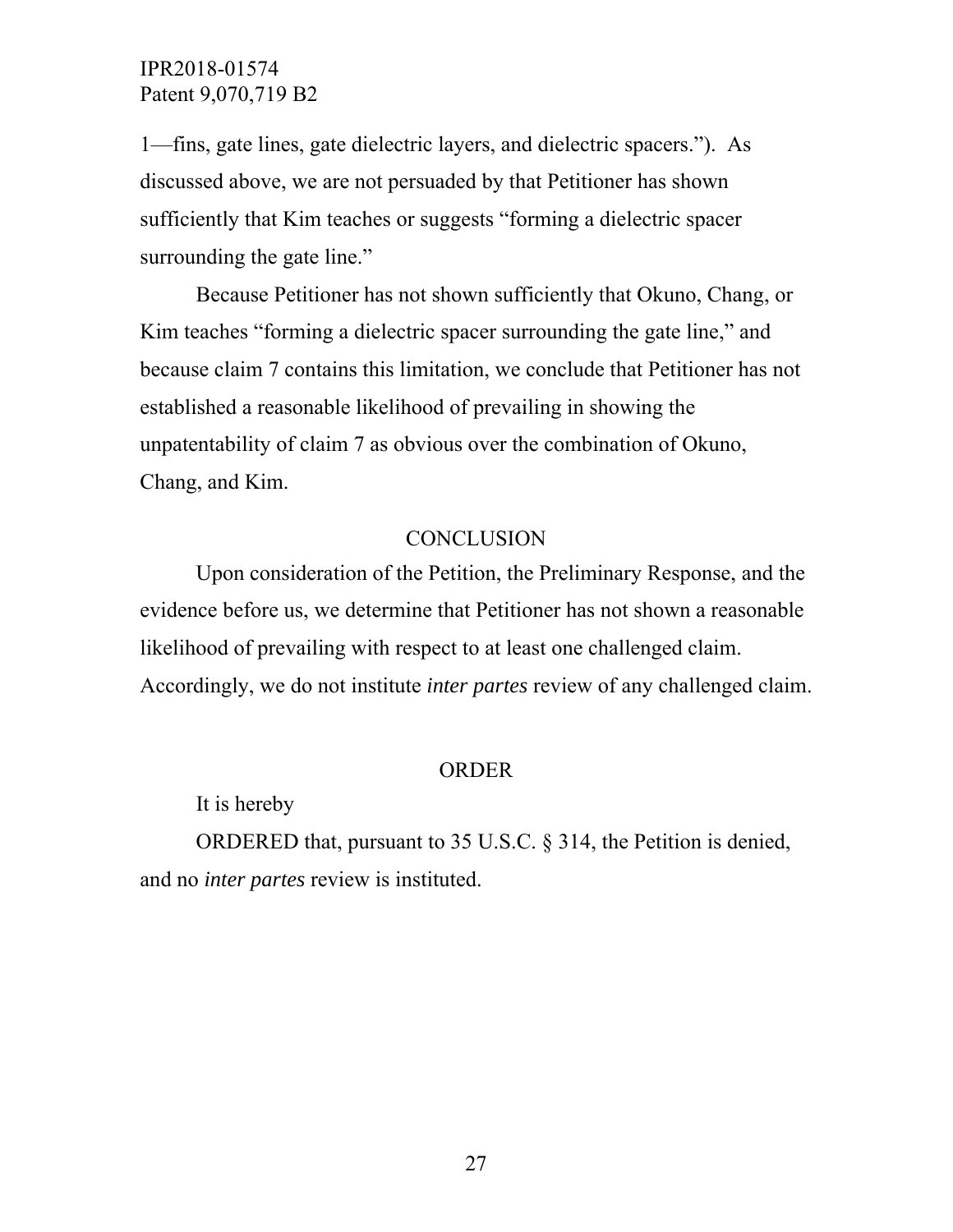1—fins, gate lines, gate dielectric layers, and dielectric spacers.”). As discussed above, we are not persuaded by that Petitioner has shown sufficiently that Kim teaches or suggests “forming a dielectric spacer surrounding the gate line.”

Because Petitioner has not shown sufficiently that Okuno, Chang, or Kim teaches “forming a dielectric spacer surrounding the gate line,” and because claim 7 contains this limitation, we conclude that Petitioner has not established a reasonable likelihood of prevailing in showing the unpatentability of claim 7 as obvious over the combination of Okuno, Chang, and Kim.

## CONCLUSION

Upon consideration of the Petition, the Preliminary Response, and the evidence before us, we determine that Petitioner has not shown a reasonable likelihood of prevailing with respect to at least one challenged claim. Accordingly, we do not institute *inter partes* review of any challenged claim.

## ORDER

It is hereby

ORDERED that, pursuant to 35 U.S.C. § 314, the Petition is denied, and no *inter partes* review is instituted.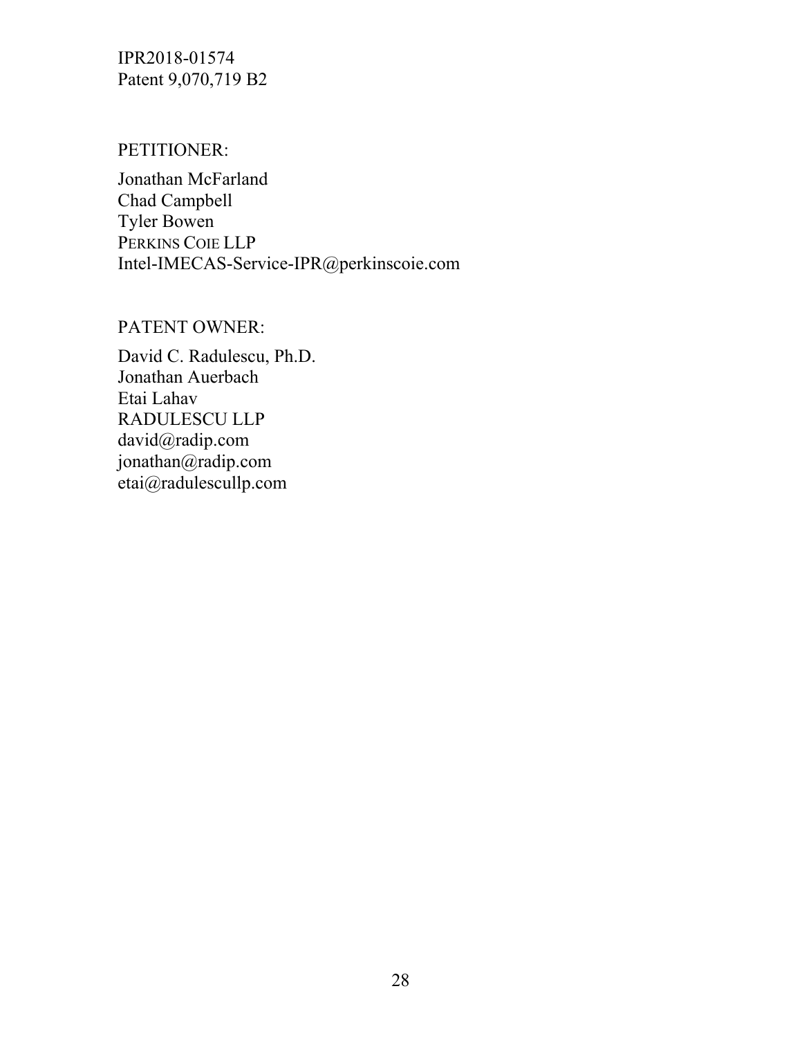PETITIONER:

Jonathan McFarland
Chad Campbell
Tyler Bowen
PERKINS COIE LLP
Intel-IMECAS-Service-IPR@perkinscoie.com

PATENT OWNER:

David C. Radulescu, Ph.D.
Jonathan Auerbach
Etai Lahav
RADULESCU LLP
david@radip.com
jonathan@radip.com
etai@radulescullp.com